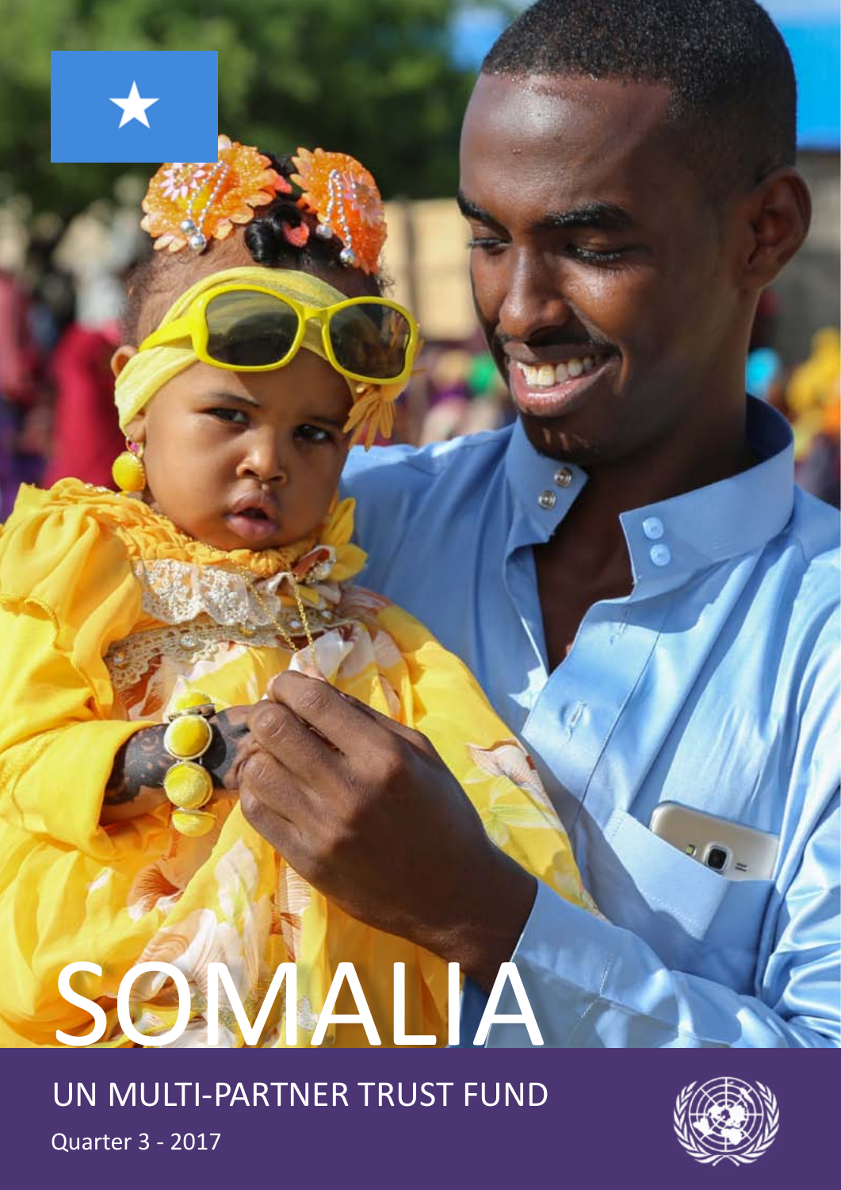# SOMALIA

## UN MULTI-PARTNER TRUST FUND

Quarter 3 - 2017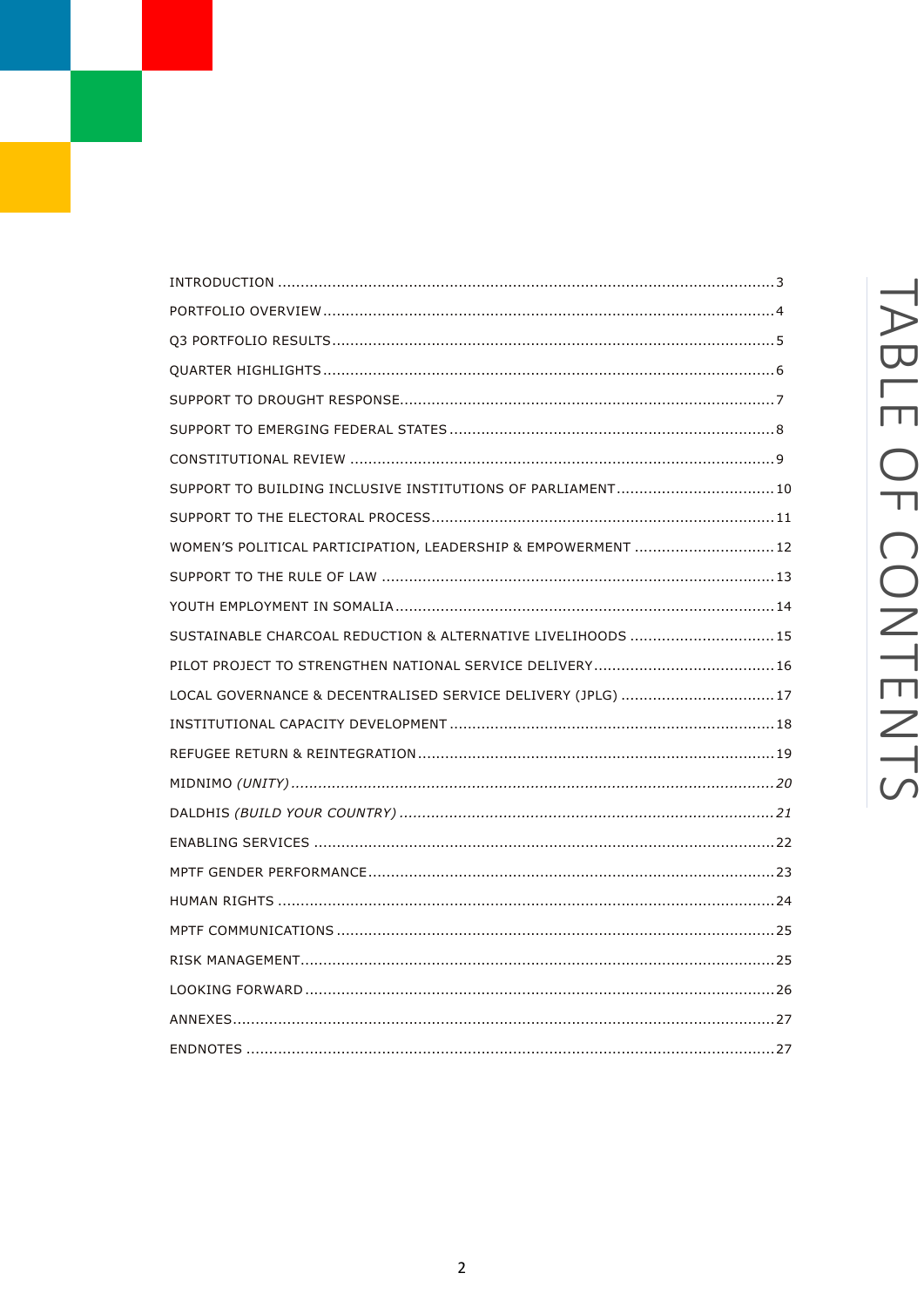# TABLE OF CONTENTS

- INTRODUCTION ........................................ 3
- PORTFOLIO OVERVIEW ........................................ 4
- Q3 PORTFOLIO RESULTS ........................................ 5
- QUARTER HIGHLIGHTS ........................................ 6
- SUPPORT TO DROUGHT RESPONSE ........................................ 7
- SUPPORT TO EMERGING FEDERAL STATES ........................................ 8
- CONSTITUTIONAL REVIEW ........................................ 9
- SUPPORT TO BUILDING INCLUSIVE INSTITUTIONS OF PARLIAMENT ........................................ 10
- SUPPORT TO THE ELECTORAL PROCESS ........................................ 11
- WOMEN'S POLITICAL PARTICIPATION, LEADERSHIP & EMPOWERMENT ........................................ 12
- SUPPORT TO THE RULE OF LAW ........................................ 13
- YOUTH EMPLOYMENT IN SOMALIA ........................................ 14
- SUSTAINABLE CHARCOAL REDUCTION & ALTERNATIVE LIVELIHOODS ........................................ 15
- PILOT PROJECT TO STRENGTHEN NATIONAL SERVICE DELIVERY ........................................ 16
- LOCAL GOVERNANCE & DECENTRALISED SERVICE DELIVERY (JPLG) ........................................ 17
- INSTITUTIONAL CAPACITY DEVELOPMENT ........................................ 18
- REFUGEE RETURN & REINTEGRATION ........................................ 19
- MIDNIMO *(UNITY)* ........................................ *20*
- DALDHIS *(BUILD YOUR COUNTRY)* ........................................ *21*
- ENABLING SERVICES ........................................ 22
- MPTF GENDER PERFORMANCE ........................................ 23
- HUMAN RIGHTS ........................................ 24
- MPTF COMMUNICATIONS ........................................ 25
- RISK MANAGEMENT ........................................ 25
- LOOKING FORWARD ........................................ 26
- ANNEXES ........................................ 27
- ENDNOTES ........................................ 27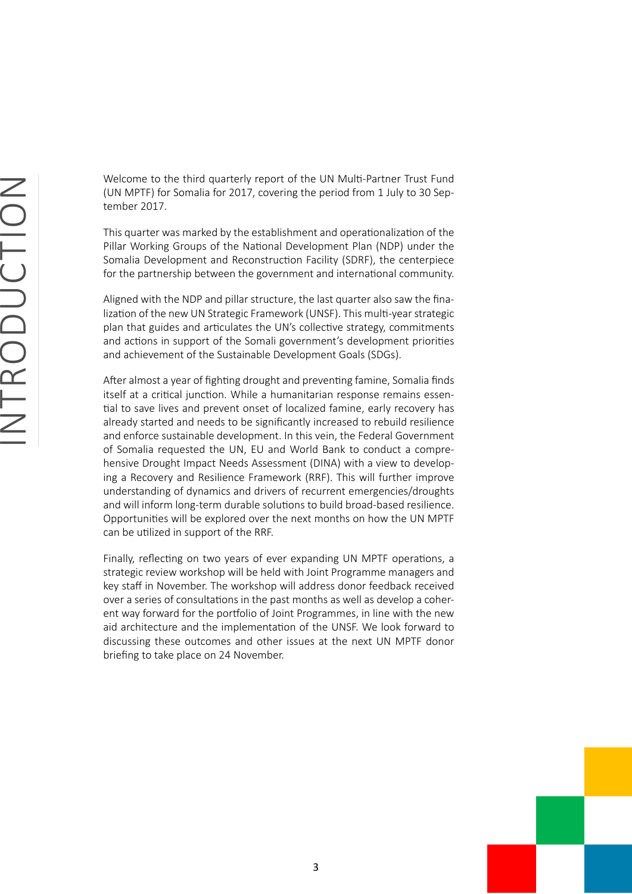# INTRODUCTION

Welcome to the third quarterly report of the UN Multi-Partner Trust Fund (UN MPTF) for Somalia for 2017, covering the period from 1 July to 30 September 2017.

This quarter was marked by the establishment and operationalization of the Pillar Working Groups of the National Development Plan (NDP) under the Somalia Development and Reconstruction Facility (SDRF), the centerpiece for the partnership between the government and international community.

Aligned with the NDP and pillar structure, the last quarter also saw the finalization of the new UN Strategic Framework (UNSF). This multi-year strategic plan that guides and articulates the UN's collective strategy, commitments and actions in support of the Somali government's development priorities and achievement of the Sustainable Development Goals (SDGs).

After almost a year of fighting drought and preventing famine, Somalia finds itself at a critical junction. While a humanitarian response remains essential to save lives and prevent onset of localized famine, early recovery has already started and needs to be significantly increased to rebuild resilience and enforce sustainable development. In this vein, the Federal Government of Somalia requested the UN, EU and World Bank to conduct a comprehensive Drought Impact Needs Assessment (DINA) with a view to developing a Recovery and Resilience Framework (RRF). This will further improve understanding of dynamics and drivers of recurrent emergencies/droughts and will inform long-term durable solutions to build broad-based resilience. Opportunities will be explored over the next months on how the UN MPTF can be utilized in support of the RRF.

Finally, reflecting on two years of ever expanding UN MPTF operations, a strategic review workshop will be held with Joint Programme managers and key staff in November. The workshop will address donor feedback received over a series of consultations in the past months as well as develop a coherent way forward for the portfolio of Joint Programmes, in line with the new aid architecture and the implementation of the UNSF. We look forward to discussing these outcomes and other issues at the next UN MPTF donor briefing to take place on 24 November.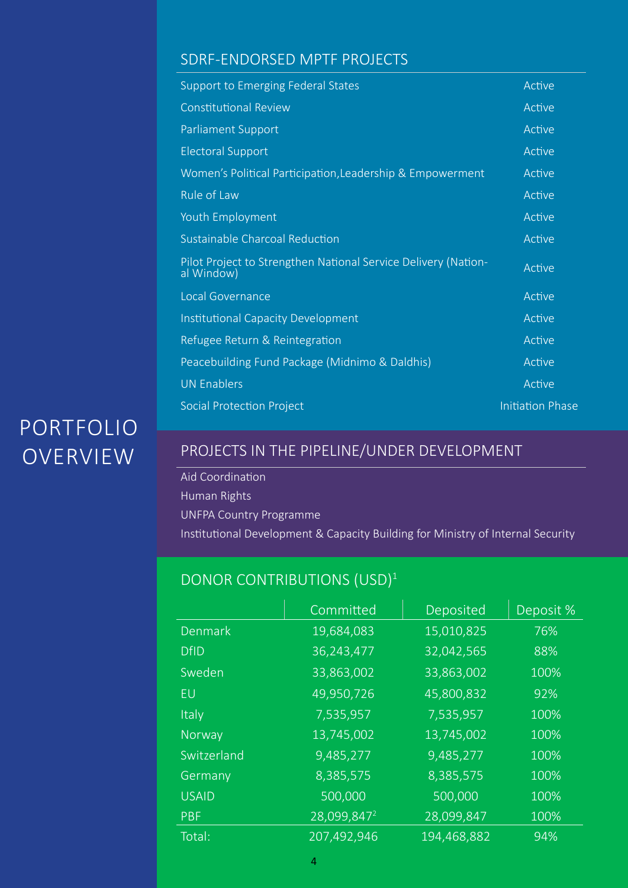# PORTFOLIO OVERVIEW

## SDRF-ENDORSED MPTF PROJECTS

| Project | Status |
|---|---|
| Support to Emerging Federal States | Active |
| Constitutional Review | Active |
| Parliament Support | Active |
| Electoral Support | Active |
| Women's Political Participation,Leadership & Empowerment | Active |
| Rule of Law | Active |
| Youth Employment | Active |
| Sustainable Charcoal Reduction | Active |
| Pilot Project to Strengthen National Service Delivery (National Window) | Active |
| Local Governance | Active |
| Institutional Capacity Development | Active |
| Refugee Return & Reintegration | Active |
| Peacebuilding Fund Package (Midnimo & Daldhis) | Active |
| UN Enablers | Active |
| Social Protection Project | Initiation Phase |

## PROJECTS IN THE PIPELINE/UNDER DEVELOPMENT

- Aid Coordination
- Human Rights
- UNFPA Country Programme
- Institutional Development & Capacity Building for Ministry of Internal Security

## DONOR CONTRIBUTIONS (USD)[1]

| | Committed | Deposited | Deposit % |
|---|---|---|---|
| Denmark | 19,684,083 | 15,010,825 | 76% |
| DfID | 36,243,477 | 32,042,565 | 88% |
| Sweden | 33,863,002 | 33,863,002 | 100% |
| EU | 49,950,726 | 45,800,832 | 92% |
| Italy | 7,535,957 | 7,535,957 | 100% |
| Norway | 13,745,002 | 13,745,002 | 100% |
| Switzerland | 9,485,277 | 9,485,277 | 100% |
| Germany | 8,385,575 | 8,385,575 | 100% |
| USAID | 500,000 | 500,000 | 100% |
| PBF | 28,099,847[2] | 28,099,847 | 100% |
| Total: | 207,492,946 | 194,468,882 | 94% |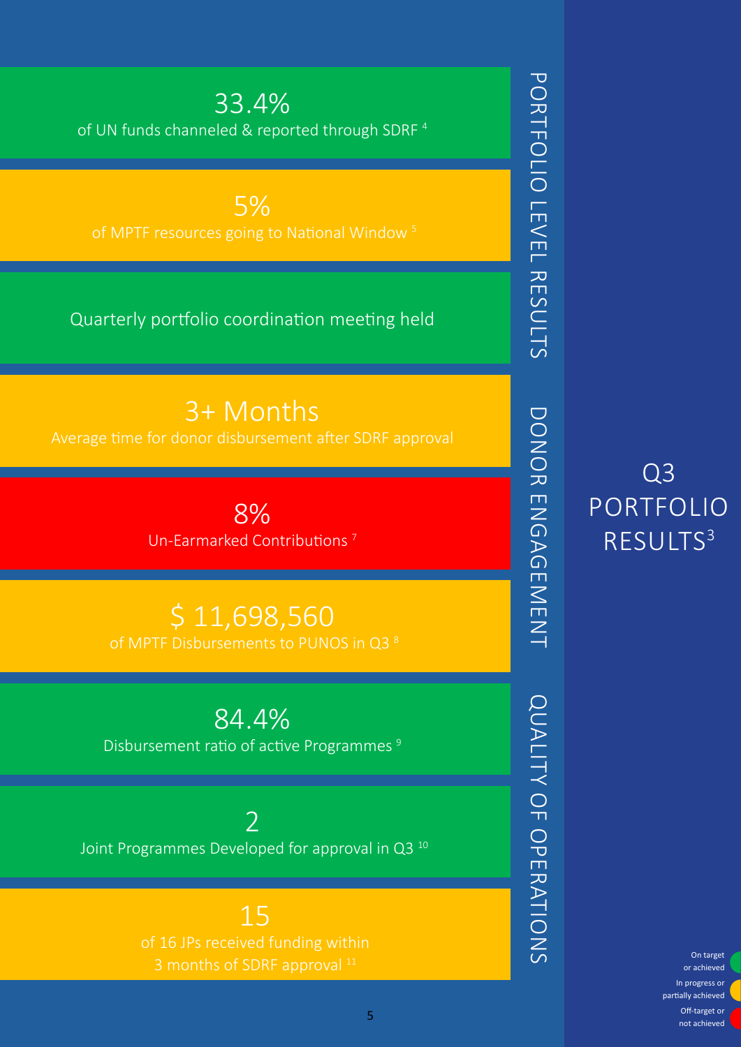# Q3 PORTFOLIO RESULTS[3]

## PORTFOLIO LEVEL RESULTS

**33.4%**
of UN funds channeled & reported through SDRF [4]

**5%**
of MPTF resources going to National Window [5]

Quarterly portfolio coordination meeting held

## DONOR ENGAGEMENT

**3+ Months**
Average time for donor disbursement after SDRF approval

**8%**
Un-Earmarked Contributions [7]

**$ 11,698,560**
of MPTF Disbursements to PUNOS in Q3 [8]

## QUALITY OF OPERATIONS

**84.4%**
Disbursement ratio of active Programmes [9]

**2**
Joint Programmes Developed for approval in Q3 [10]

**15**
of 16 JPs received funding within 3 months of SDRF approval [11]

On target or achieved

In progress or partially achieved

Off-target or not achieved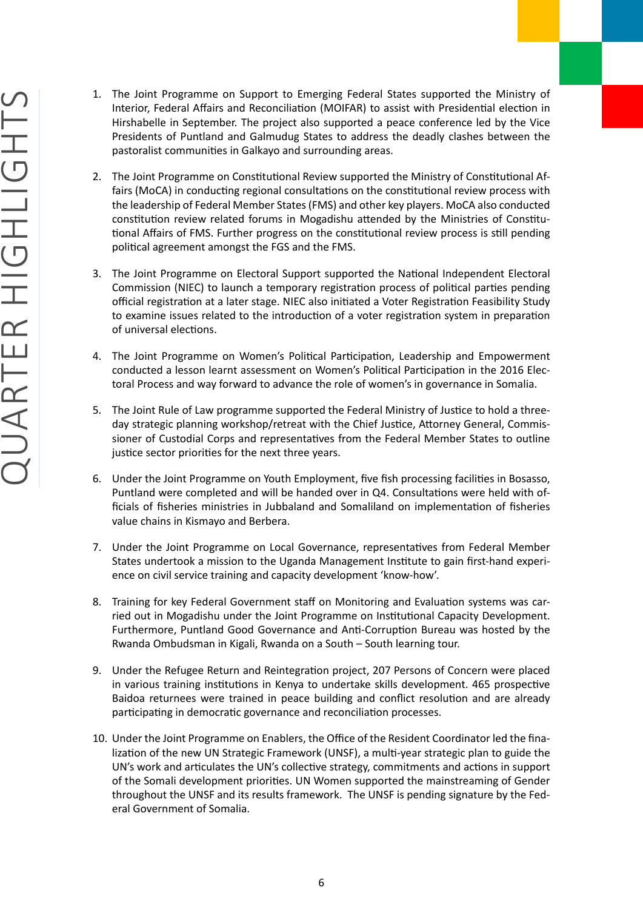# QUARTER HIGHLIGHTS

1. The Joint Programme on Support to Emerging Federal States supported the Ministry of Interior, Federal Affairs and Reconciliation (MOIFAR) to assist with Presidential election in Hirshabelle in September. The project also supported a peace conference led by the Vice Presidents of Puntland and Galmudug States to address the deadly clashes between the pastoralist communities in Galkayo and surrounding areas.

2. The Joint Programme on Constitutional Review supported the Ministry of Constitutional Affairs (MoCA) in conducting regional consultations on the constitutional review process with the leadership of Federal Member States (FMS) and other key players. MoCA also conducted constitution review related forums in Mogadishu attended by the Ministries of Constitutional Affairs of FMS. Further progress on the constitutional review process is still pending political agreement amongst the FGS and the FMS.

3. The Joint Programme on Electoral Support supported the National Independent Electoral Commission (NIEC) to launch a temporary registration process of political parties pending official registration at a later stage. NIEC also initiated a Voter Registration Feasibility Study to examine issues related to the introduction of a voter registration system in preparation of universal elections.

4. The Joint Programme on Women's Political Participation, Leadership and Empowerment conducted a lesson learnt assessment on Women's Political Participation in the 2016 Electoral Process and way forward to advance the role of women's in governance in Somalia.

5. The Joint Rule of Law programme supported the Federal Ministry of Justice to hold a three-day strategic planning workshop/retreat with the Chief Justice, Attorney General, Commissioner of Custodial Corps and representatives from the Federal Member States to outline justice sector priorities for the next three years.

6. Under the Joint Programme on Youth Employment, five fish processing facilities in Bosasso, Puntland were completed and will be handed over in Q4. Consultations were held with officials of fisheries ministries in Jubbaland and Somaliland on implementation of fisheries value chains in Kismayo and Berbera.

7. Under the Joint Programme on Local Governance, representatives from Federal Member States undertook a mission to the Uganda Management Institute to gain first-hand experience on civil service training and capacity development 'know-how'.

8. Training for key Federal Government staff on Monitoring and Evaluation systems was carried out in Mogadishu under the Joint Programme on Institutional Capacity Development. Furthermore, Puntland Good Governance and Anti-Corruption Bureau was hosted by the Rwanda Ombudsman in Kigali, Rwanda on a South – South learning tour.

9. Under the Refugee Return and Reintegration project, 207 Persons of Concern were placed in various training institutions in Kenya to undertake skills development. 465 prospective Baidoa returnees were trained in peace building and conflict resolution and are already participating in democratic governance and reconciliation processes.

10. Under the Joint Programme on Enablers, the Office of the Resident Coordinator led the finalization of the new UN Strategic Framework (UNSF), a multi-year strategic plan to guide the UN's work and articulates the UN's collective strategy, commitments and actions in support of the Somali development priorities. UN Women supported the mainstreaming of Gender throughout the UNSF and its results framework. The UNSF is pending signature by the Federal Government of Somalia.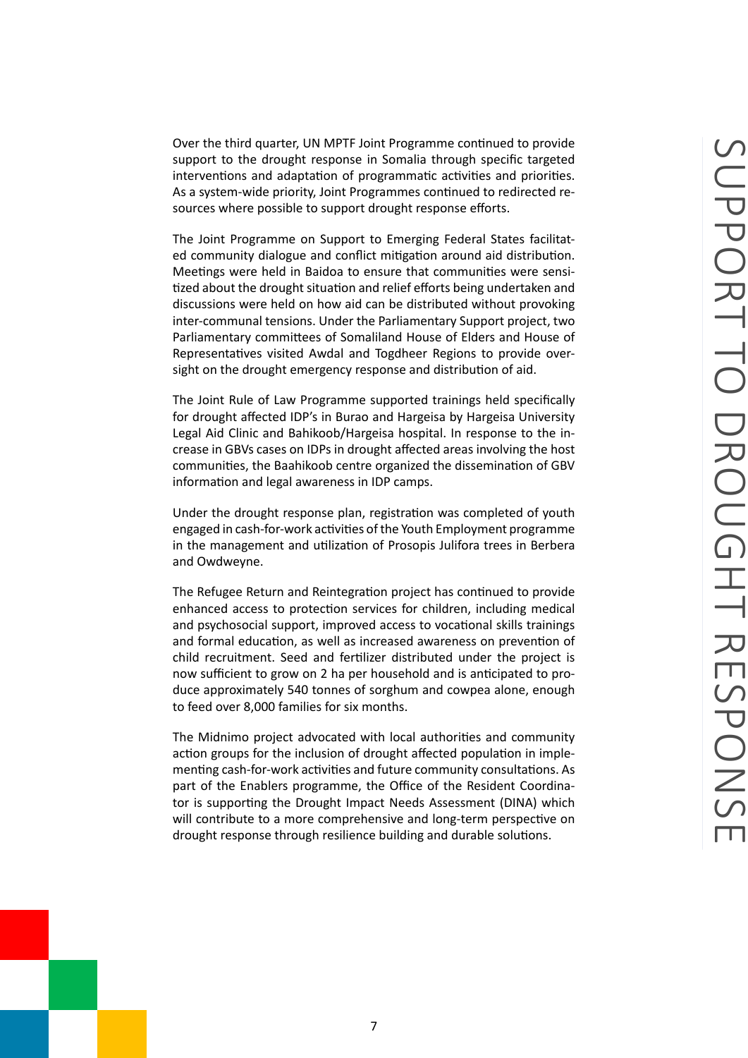# SUPPORT TO DROUGHT RESPONSE

Over the third quarter, UN MPTF Joint Programme continued to provide support to the drought response in Somalia through specific targeted interventions and adaptation of programmatic activities and priorities. As a system-wide priority, Joint Programmes continued to redirected resources where possible to support drought response efforts.

The Joint Programme on Support to Emerging Federal States facilitated community dialogue and conflict mitigation around aid distribution. Meetings were held in Baidoa to ensure that communities were sensitized about the drought situation and relief efforts being undertaken and discussions were held on how aid can be distributed without provoking inter-communal tensions. Under the Parliamentary Support project, two Parliamentary committees of Somaliland House of Elders and House of Representatives visited Awdal and Togdheer Regions to provide oversight on the drought emergency response and distribution of aid.

The Joint Rule of Law Programme supported trainings held specifically for drought affected IDP's in Burao and Hargeisa by Hargeisa University Legal Aid Clinic and Bahikoob/Hargeisa hospital. In response to the increase in GBVs cases on IDPs in drought affected areas involving the host communities, the Baahikoob centre organized the dissemination of GBV information and legal awareness in IDP camps.

Under the drought response plan, registration was completed of youth engaged in cash-for-work activities of the Youth Employment programme in the management and utilization of Prosopis Julifora trees in Berbera and Owdweyne.

The Refugee Return and Reintegration project has continued to provide enhanced access to protection services for children, including medical and psychosocial support, improved access to vocational skills trainings and formal education, as well as increased awareness on prevention of child recruitment. Seed and fertilizer distributed under the project is now sufficient to grow on 2 ha per household and is anticipated to produce approximately 540 tonnes of sorghum and cowpea alone, enough to feed over 8,000 families for six months.

The Midnimo project advocated with local authorities and community action groups for the inclusion of drought affected population in implementing cash-for-work activities and future community consultations. As part of the Enablers programme, the Office of the Resident Coordinator is supporting the Drought Impact Needs Assessment (DINA) which will contribute to a more comprehensive and long-term perspective on drought response through resilience building and durable solutions.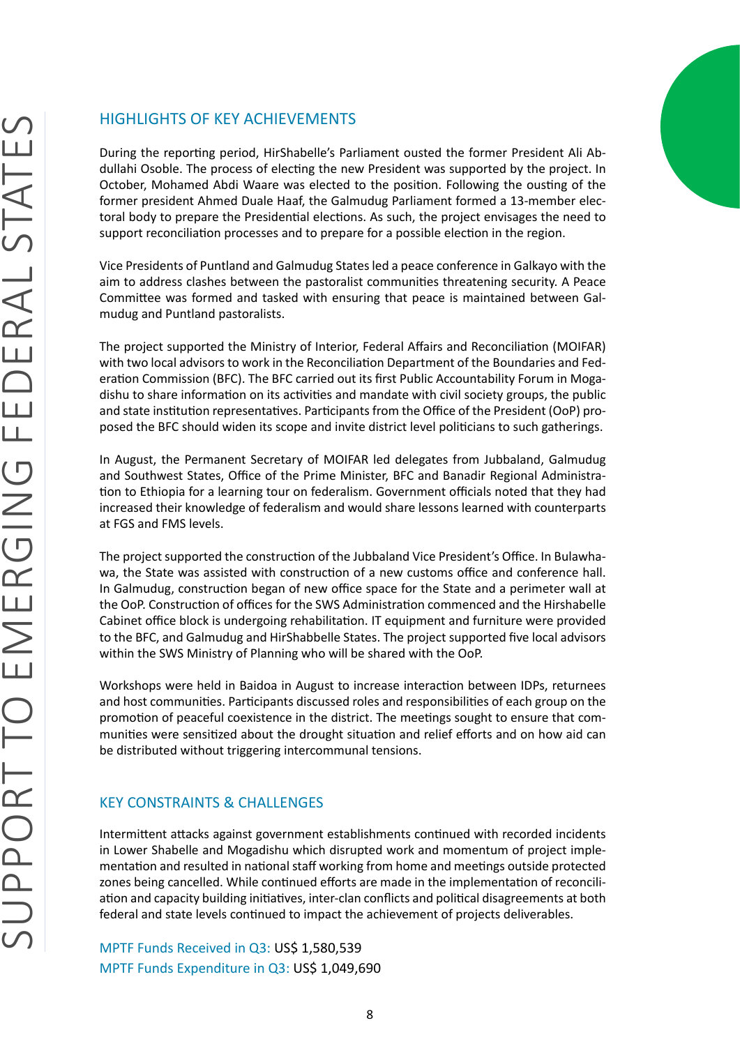## HIGHLIGHTS OF KEY ACHIEVEMENTS

During the reporting period, HirShabelle's Parliament ousted the former President Ali Abdullahi Osoble. The process of electing the new President was supported by the project. In October, Mohamed Abdi Waare was elected to the position. Following the ousting of the former president Ahmed Duale Haaf, the Galmudug Parliament formed a 13-member electoral body to prepare the Presidential elections. As such, the project envisages the need to support reconciliation processes and to prepare for a possible election in the region.

Vice Presidents of Puntland and Galmudug States led a peace conference in Galkayo with the aim to address clashes between the pastoralist communities threatening security. A Peace Committee was formed and tasked with ensuring that peace is maintained between Galmudug and Puntland pastoralists.

The project supported the Ministry of Interior, Federal Affairs and Reconciliation (MOIFAR) with two local advisors to work in the Reconciliation Department of the Boundaries and Federation Commission (BFC). The BFC carried out its first Public Accountability Forum in Mogadishu to share information on its activities and mandate with civil society groups, the public and state institution representatives. Participants from the Office of the President (OoP) proposed the BFC should widen its scope and invite district level politicians to such gatherings.

In August, the Permanent Secretary of MOIFAR led delegates from Jubbaland, Galmudug and Southwest States, Office of the Prime Minister, BFC and Banadir Regional Administration to Ethiopia for a learning tour on federalism. Government officials noted that they had increased their knowledge of federalism and would share lessons learned with counterparts at FGS and FMS levels.

The project supported the construction of the Jubbaland Vice President's Office. In Bulawhawa, the State was assisted with construction of a new customs office and conference hall. In Galmudug, construction began of new office space for the State and a perimeter wall at the OoP. Construction of offices for the SWS Administration commenced and the Hirshabelle Cabinet office block is undergoing rehabilitation. IT equipment and furniture were provided to the BFC, and Galmudug and HirShabbelle States. The project supported five local advisors within the SWS Ministry of Planning who will be shared with the OoP.

Workshops were held in Baidoa in August to increase interaction between IDPs, returnees and host communities. Participants discussed roles and responsibilities of each group on the promotion of peaceful coexistence in the district. The meetings sought to ensure that communities were sensitized about the drought situation and relief efforts and on how aid can be distributed without triggering intercommunal tensions.

## KEY CONSTRAINTS & CHALLENGES

Intermittent attacks against government establishments continued with recorded incidents in Lower Shabelle and Mogadishu which disrupted work and momentum of project implementation and resulted in national staff working from home and meetings outside protected zones being cancelled. While continued efforts are made in the implementation of reconciliation and capacity building initiatives, inter-clan conflicts and political disagreements at both federal and state levels continued to impact the achievement of projects deliverables.

MPTF Funds Received in Q3: US$ 1,580,539
MPTF Funds Expenditure in Q3: US$ 1,049,690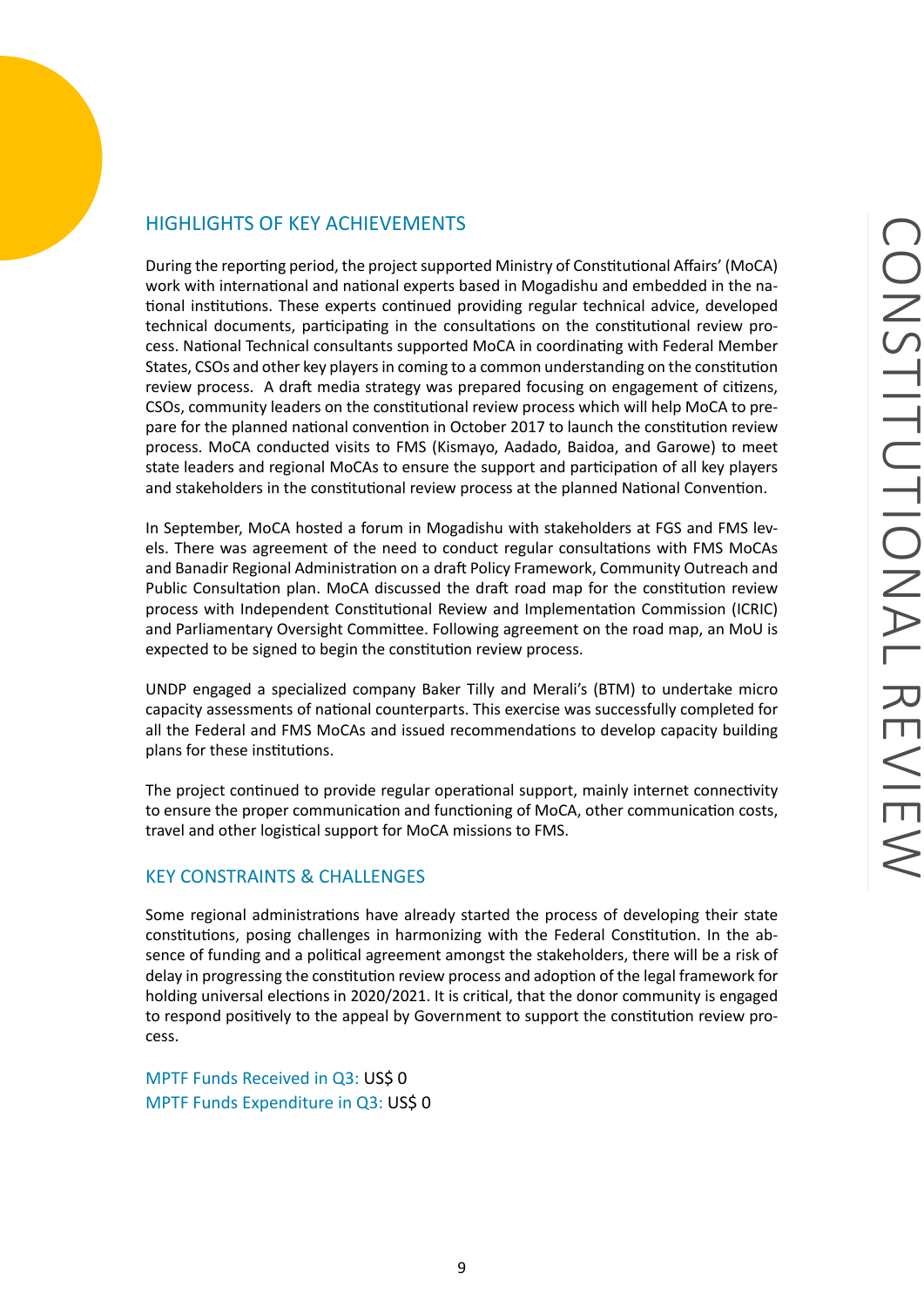# CONSTITUTIONAL REVIEW

## HIGHLIGHTS OF KEY ACHIEVEMENTS

During the reporting period, the project supported Ministry of Constitutional Affairs' (MoCA) work with international and national experts based in Mogadishu and embedded in the national institutions. These experts continued providing regular technical advice, developed technical documents, participating in the consultations on the constitutional review process. National Technical consultants supported MoCA in coordinating with Federal Member States, CSOs and other key players in coming to a common understanding on the constitution review process. A draft media strategy was prepared focusing on engagement of citizens, CSOs, community leaders on the constitutional review process which will help MoCA to prepare for the planned national convention in October 2017 to launch the constitution review process. MoCA conducted visits to FMS (Kismayo, Aadado, Baidoa, and Garowe) to meet state leaders and regional MoCAs to ensure the support and participation of all key players and stakeholders in the constitutional review process at the planned National Convention.

In September, MoCA hosted a forum in Mogadishu with stakeholders at FGS and FMS levels. There was agreement of the need to conduct regular consultations with FMS MoCAs and Banadir Regional Administration on a draft Policy Framework, Community Outreach and Public Consultation plan. MoCA discussed the draft road map for the constitution review process with Independent Constitutional Review and Implementation Commission (ICRIC) and Parliamentary Oversight Committee. Following agreement on the road map, an MoU is expected to be signed to begin the constitution review process.

UNDP engaged a specialized company Baker Tilly and Merali's (BTM) to undertake micro capacity assessments of national counterparts. This exercise was successfully completed for all the Federal and FMS MoCAs and issued recommendations to develop capacity building plans for these institutions.

The project continued to provide regular operational support, mainly internet connectivity to ensure the proper communication and functioning of MoCA, other communication costs, travel and other logistical support for MoCA missions to FMS.

## KEY CONSTRAINTS & CHALLENGES

Some regional administrations have already started the process of developing their state constitutions, posing challenges in harmonizing with the Federal Constitution. In the absence of funding and a political agreement amongst the stakeholders, there will be a risk of delay in progressing the constitution review process and adoption of the legal framework for holding universal elections in 2020/2021. It is critical, that the donor community is engaged to respond positively to the appeal by Government to support the constitution review process.

MPTF Funds Received in Q3: US$ 0
MPTF Funds Expenditure in Q3: US$ 0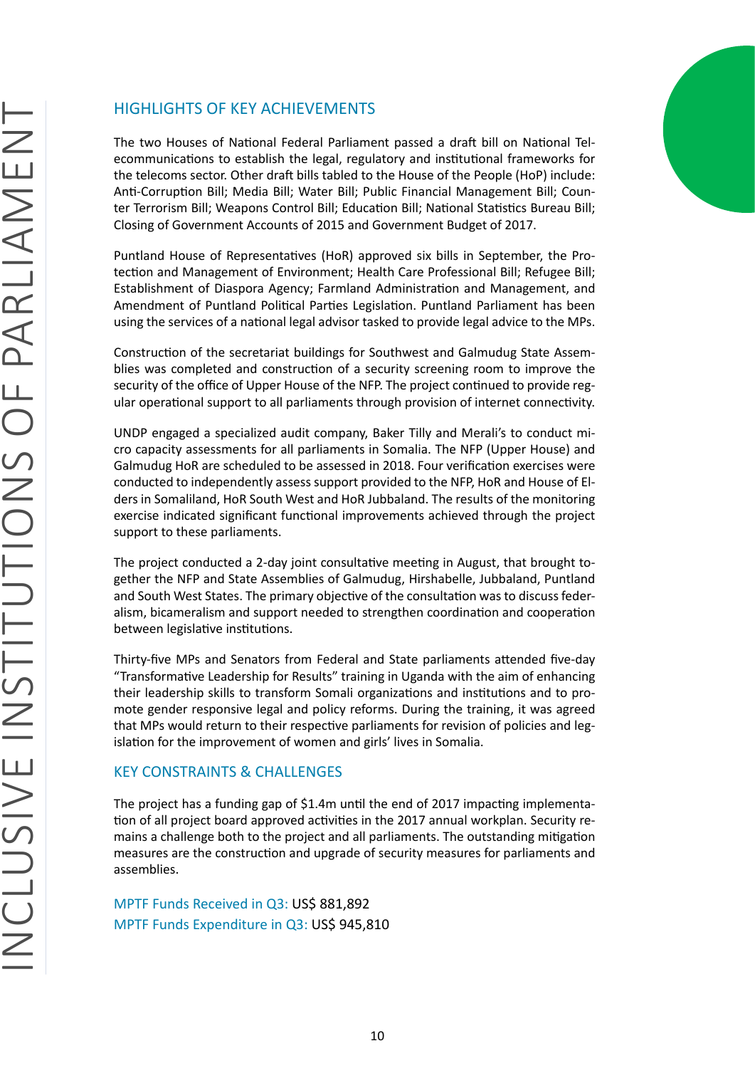## HIGHLIGHTS OF KEY ACHIEVEMENTS

The two Houses of National Federal Parliament passed a draft bill on National Telecommunications to establish the legal, regulatory and institutional frameworks for the telecoms sector. Other draft bills tabled to the House of the People (HoP) include: Anti-Corruption Bill; Media Bill; Water Bill; Public Financial Management Bill; Counter Terrorism Bill; Weapons Control Bill; Education Bill; National Statistics Bureau Bill; Closing of Government Accounts of 2015 and Government Budget of 2017.

Puntland House of Representatives (HoR) approved six bills in September, the Protection and Management of Environment; Health Care Professional Bill; Refugee Bill; Establishment of Diaspora Agency; Farmland Administration and Management, and Amendment of Puntland Political Parties Legislation. Puntland Parliament has been using the services of a national legal advisor tasked to provide legal advice to the MPs.

Construction of the secretariat buildings for Southwest and Galmudug State Assemblies was completed and construction of a security screening room to improve the security of the office of Upper House of the NFP. The project continued to provide regular operational support to all parliaments through provision of internet connectivity.

UNDP engaged a specialized audit company, Baker Tilly and Merali's to conduct micro capacity assessments for all parliaments in Somalia. The NFP (Upper House) and Galmudug HoR are scheduled to be assessed in 2018. Four verification exercises were conducted to independently assess support provided to the NFP, HoR and House of Elders in Somaliland, HoR South West and HoR Jubbaland. The results of the monitoring exercise indicated significant functional improvements achieved through the project support to these parliaments.

The project conducted a 2-day joint consultative meeting in August, that brought together the NFP and State Assemblies of Galmudug, Hirshabelle, Jubbaland, Puntland and South West States. The primary objective of the consultation was to discuss federalism, bicameralism and support needed to strengthen coordination and cooperation between legislative institutions.

Thirty-five MPs and Senators from Federal and State parliaments attended five-day "Transformative Leadership for Results" training in Uganda with the aim of enhancing their leadership skills to transform Somali organizations and institutions and to promote gender responsive legal and policy reforms. During the training, it was agreed that MPs would return to their respective parliaments for revision of policies and legislation for the improvement of women and girls' lives in Somalia.

## KEY CONSTRAINTS & CHALLENGES

The project has a funding gap of $1.4m until the end of 2017 impacting implementation of all project board approved activities in the 2017 annual workplan. Security remains a challenge both to the project and all parliaments. The outstanding mitigation measures are the construction and upgrade of security measures for parliaments and assemblies.

MPTF Funds Received in Q3: US$ 881,892
MPTF Funds Expenditure in Q3: US$ 945,810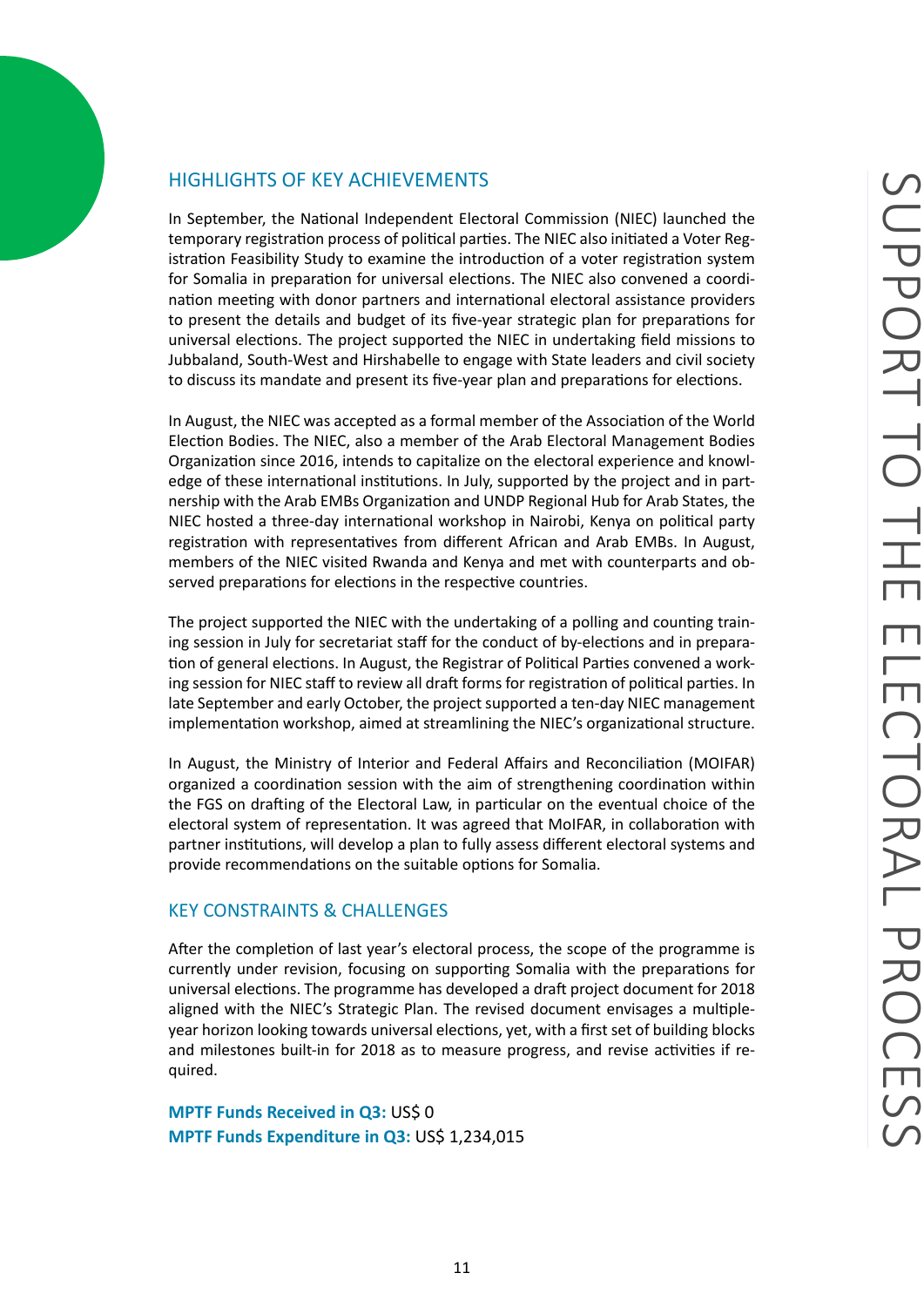## HIGHLIGHTS OF KEY ACHIEVEMENTS

In September, the National Independent Electoral Commission (NIEC) launched the temporary registration process of political parties. The NIEC also initiated a Voter Registration Feasibility Study to examine the introduction of a voter registration system for Somalia in preparation for universal elections. The NIEC also convened a coordination meeting with donor partners and international electoral assistance providers to present the details and budget of its five-year strategic plan for preparations for universal elections. The project supported the NIEC in undertaking field missions to Jubbaland, South-West and Hirshabelle to engage with State leaders and civil society to discuss its mandate and present its five-year plan and preparations for elections.

In August, the NIEC was accepted as a formal member of the Association of the World Election Bodies. The NIEC, also a member of the Arab Electoral Management Bodies Organization since 2016, intends to capitalize on the electoral experience and knowledge of these international institutions. In July, supported by the project and in partnership with the Arab EMBs Organization and UNDP Regional Hub for Arab States, the NIEC hosted a three-day international workshop in Nairobi, Kenya on political party registration with representatives from different African and Arab EMBs. In August, members of the NIEC visited Rwanda and Kenya and met with counterparts and observed preparations for elections in the respective countries.

The project supported the NIEC with the undertaking of a polling and counting training session in July for secretariat staff for the conduct of by-elections and in preparation of general elections. In August, the Registrar of Political Parties convened a working session for NIEC staff to review all draft forms for registration of political parties. In late September and early October, the project supported a ten-day NIEC management implementation workshop, aimed at streamlining the NIEC's organizational structure.

In August, the Ministry of Interior and Federal Affairs and Reconciliation (MOIFAR) organized a coordination session with the aim of strengthening coordination within the FGS on drafting of the Electoral Law, in particular on the eventual choice of the electoral system of representation. It was agreed that MoIFAR, in collaboration with partner institutions, will develop a plan to fully assess different electoral systems and provide recommendations on the suitable options for Somalia.

## KEY CONSTRAINTS & CHALLENGES

After the completion of last year's electoral process, the scope of the programme is currently under revision, focusing on supporting Somalia with the preparations for universal elections. The programme has developed a draft project document for 2018 aligned with the NIEC's Strategic Plan. The revised document envisages a multiple-year horizon looking towards universal elections, yet, with a first set of building blocks and milestones built-in for 2018 as to measure progress, and revise activities if required.

**MPTF Funds Received in Q3:** US$ 0
**MPTF Funds Expenditure in Q3:** US$ 1,234,015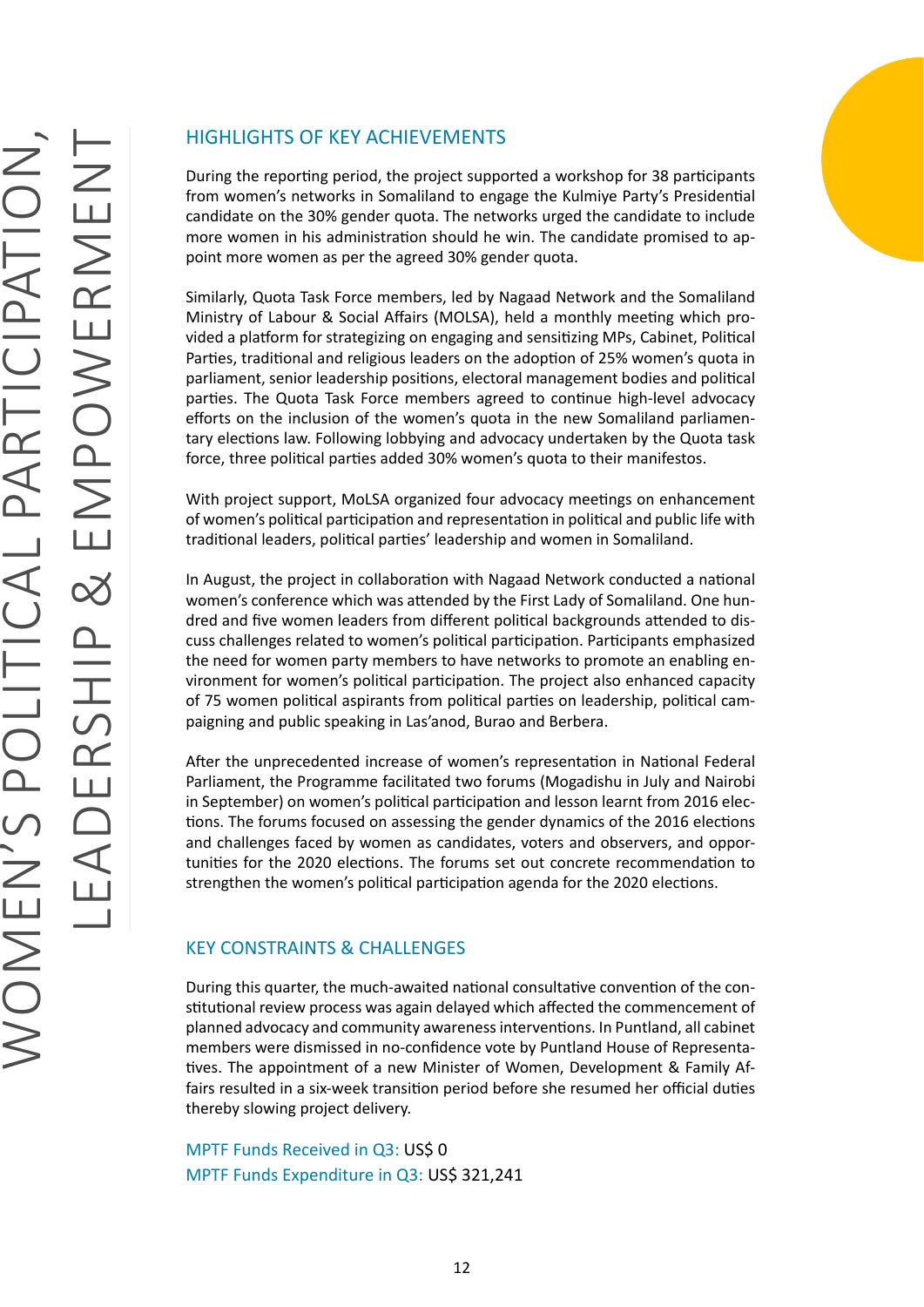# WOMEN'S POLITICAL PARTICIPATION, LEADERSHIP & EMPOWERMENT

## HIGHLIGHTS OF KEY ACHIEVEMENTS

During the reporting period, the project supported a workshop for 38 participants from women's networks in Somaliland to engage the Kulmiye Party's Presidential candidate on the 30% gender quota. The networks urged the candidate to include more women in his administration should he win. The candidate promised to appoint more women as per the agreed 30% gender quota.

Similarly, Quota Task Force members, led by Nagaad Network and the Somaliland Ministry of Labour & Social Affairs (MOLSA), held a monthly meeting which provided a platform for strategizing on engaging and sensitizing MPs, Cabinet, Political Parties, traditional and religious leaders on the adoption of 25% women's quota in parliament, senior leadership positions, electoral management bodies and political parties. The Quota Task Force members agreed to continue high-level advocacy efforts on the inclusion of the women's quota in the new Somaliland parliamentary elections law. Following lobbying and advocacy undertaken by the Quota task force, three political parties added 30% women's quota to their manifestos.

With project support, MoLSA organized four advocacy meetings on enhancement of women's political participation and representation in political and public life with traditional leaders, political parties' leadership and women in Somaliland.

In August, the project in collaboration with Nagaad Network conducted a national women's conference which was attended by the First Lady of Somaliland. One hundred and five women leaders from different political backgrounds attended to discuss challenges related to women's political participation. Participants emphasized the need for women party members to have networks to promote an enabling environment for women's political participation. The project also enhanced capacity of 75 women political aspirants from political parties on leadership, political campaigning and public speaking in Las'anod, Burao and Berbera.

After the unprecedented increase of women's representation in National Federal Parliament, the Programme facilitated two forums (Mogadishu in July and Nairobi in September) on women's political participation and lesson learnt from 2016 elections. The forums focused on assessing the gender dynamics of the 2016 elections and challenges faced by women as candidates, voters and observers, and opportunities for the 2020 elections. The forums set out concrete recommendation to strengthen the women's political participation agenda for the 2020 elections.

## KEY CONSTRAINTS & CHALLENGES

During this quarter, the much-awaited national consultative convention of the constitutional review process was again delayed which affected the commencement of planned advocacy and community awareness interventions. In Puntland, all cabinet members were dismissed in no-confidence vote by Puntland House of Representatives. The appointment of a new Minister of Women, Development & Family Affairs resulted in a six-week transition period before she resumed her official duties thereby slowing project delivery.

MPTF Funds Received in Q3: US$ 0
MPTF Funds Expenditure in Q3: US$ 321,241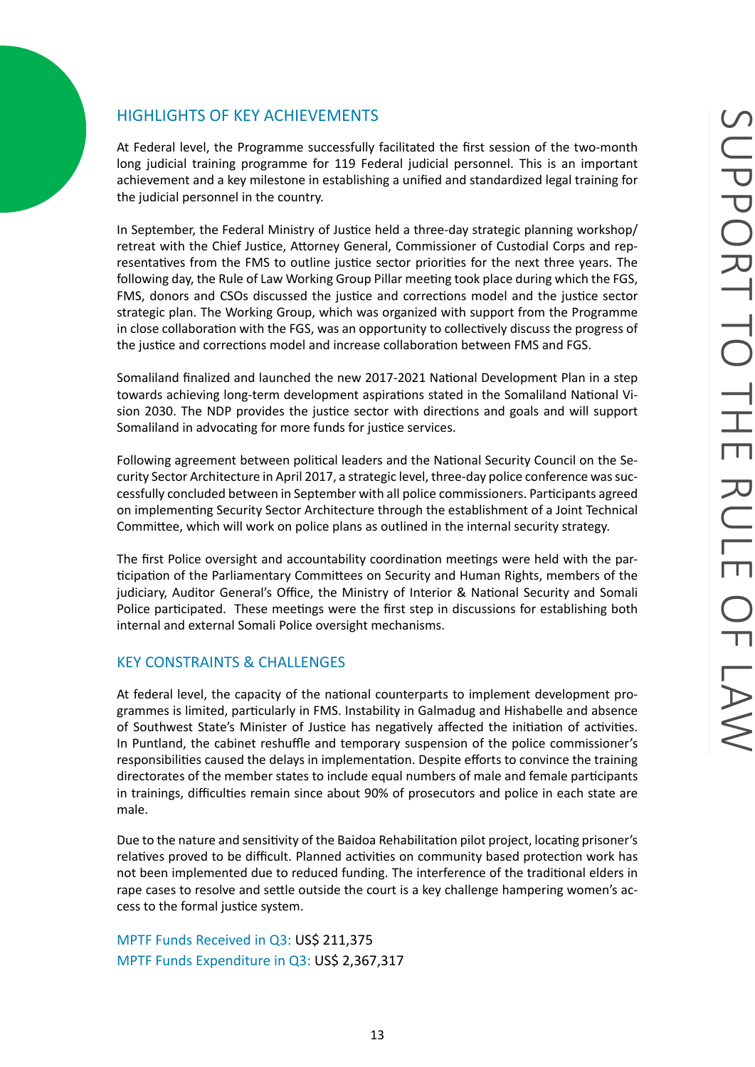## HIGHLIGHTS OF KEY ACHIEVEMENTS

At Federal level, the Programme successfully facilitated the first session of the two-month long judicial training programme for 119 Federal judicial personnel. This is an important achievement and a key milestone in establishing a unified and standardized legal training for the judicial personnel in the country.

In September, the Federal Ministry of Justice held a three-day strategic planning workshop/ retreat with the Chief Justice, Attorney General, Commissioner of Custodial Corps and representatives from the FMS to outline justice sector priorities for the next three years. The following day, the Rule of Law Working Group Pillar meeting took place during which the FGS, FMS, donors and CSOs discussed the justice and corrections model and the justice sector strategic plan. The Working Group, which was organized with support from the Programme in close collaboration with the FGS, was an opportunity to collectively discuss the progress of the justice and corrections model and increase collaboration between FMS and FGS.

Somaliland finalized and launched the new 2017-2021 National Development Plan in a step towards achieving long-term development aspirations stated in the Somaliland National Vision 2030. The NDP provides the justice sector with directions and goals and will support Somaliland in advocating for more funds for justice services.

Following agreement between political leaders and the National Security Council on the Security Sector Architecture in April 2017, a strategic level, three-day police conference was successfully concluded between in September with all police commissioners. Participants agreed on implementing Security Sector Architecture through the establishment of a Joint Technical Committee, which will work on police plans as outlined in the internal security strategy.

The first Police oversight and accountability coordination meetings were held with the participation of the Parliamentary Committees on Security and Human Rights, members of the judiciary, Auditor General's Office, the Ministry of Interior & National Security and Somali Police participated. These meetings were the first step in discussions for establishing both internal and external Somali Police oversight mechanisms.

## KEY CONSTRAINTS & CHALLENGES

At federal level, the capacity of the national counterparts to implement development programmes is limited, particularly in FMS. Instability in Galmadug and Hishabelle and absence of Southwest State's Minister of Justice has negatively affected the initiation of activities. In Puntland, the cabinet reshuffle and temporary suspension of the police commissioner's responsibilities caused the delays in implementation. Despite efforts to convince the training directorates of the member states to include equal numbers of male and female participants in trainings, difficulties remain since about 90% of prosecutors and police in each state are male.

Due to the nature and sensitivity of the Baidoa Rehabilitation pilot project, locating prisoner's relatives proved to be difficult. Planned activities on community based protection work has not been implemented due to reduced funding. The interference of the traditional elders in rape cases to resolve and settle outside the court is a key challenge hampering women's access to the formal justice system.

MPTF Funds Received in Q3: US$ 211,375

MPTF Funds Expenditure in Q3: US$ 2,367,317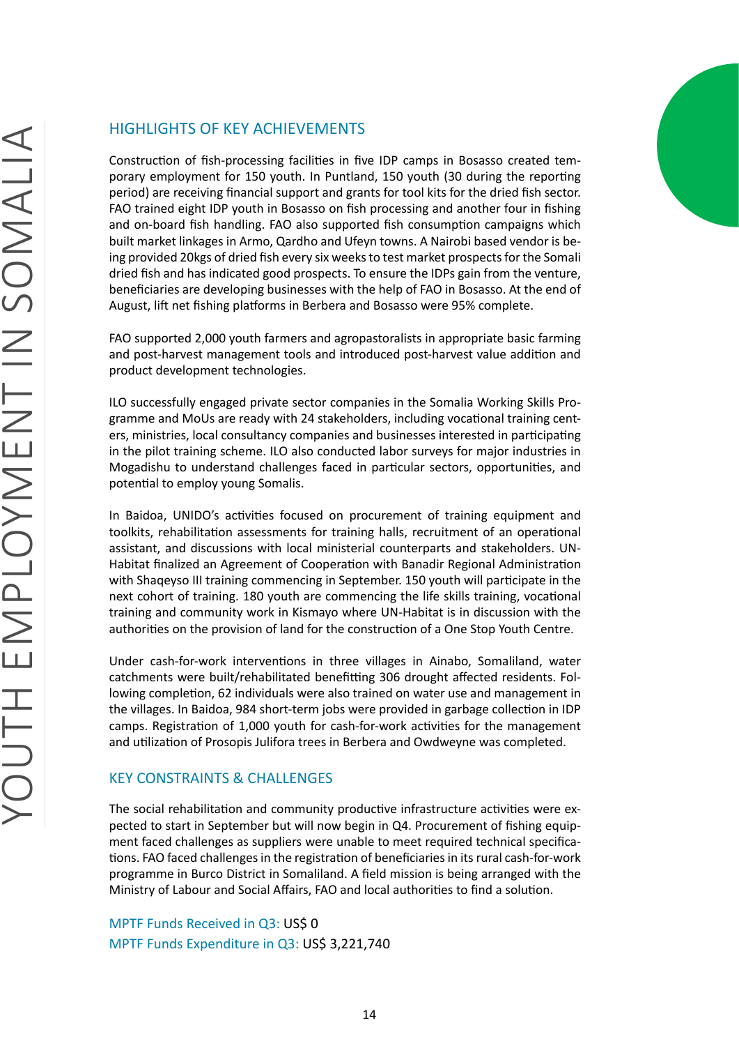## HIGHLIGHTS OF KEY ACHIEVEMENTS

Construction of fish-processing facilities in five IDP camps in Bosasso created temporary employment for 150 youth. In Puntland, 150 youth (30 during the reporting period) are receiving financial support and grants for tool kits for the dried fish sector. FAO trained eight IDP youth in Bosasso on fish processing and another four in fishing and on-board fish handling. FAO also supported fish consumption campaigns which built market linkages in Armo, Qardho and Ufeyn towns. A Nairobi based vendor is being provided 20kgs of dried fish every six weeks to test market prospects for the Somali dried fish and has indicated good prospects. To ensure the IDPs gain from the venture, beneficiaries are developing businesses with the help of FAO in Bosasso. At the end of August, lift net fishing platforms in Berbera and Bosasso were 95% complete.

FAO supported 2,000 youth farmers and agropastoralists in appropriate basic farming and post-harvest management tools and introduced post-harvest value addition and product development technologies.

ILO successfully engaged private sector companies in the Somalia Working Skills Programme and MoUs are ready with 24 stakeholders, including vocational training centers, ministries, local consultancy companies and businesses interested in participating in the pilot training scheme. ILO also conducted labor surveys for major industries in Mogadishu to understand challenges faced in particular sectors, opportunities, and potential to employ young Somalis.

In Baidoa, UNIDO's activities focused on procurement of training equipment and toolkits, rehabilitation assessments for training halls, recruitment of an operational assistant, and discussions with local ministerial counterparts and stakeholders. UN-Habitat finalized an Agreement of Cooperation with Banadir Regional Administration with Shaqeyso III training commencing in September. 150 youth will participate in the next cohort of training. 180 youth are commencing the life skills training, vocational training and community work in Kismayo where UN-Habitat is in discussion with the authorities on the provision of land for the construction of a One Stop Youth Centre.

Under cash-for-work interventions in three villages in Ainabo, Somaliland, water catchments were built/rehabilitated benefitting 306 drought affected residents. Following completion, 62 individuals were also trained on water use and management in the villages. In Baidoa, 984 short-term jobs were provided in garbage collection in IDP camps. Registration of 1,000 youth for cash-for-work activities for the management and utilization of Prosopis Julifora trees in Berbera and Owdweyne was completed.

## KEY CONSTRAINTS & CHALLENGES

The social rehabilitation and community productive infrastructure activities were expected to start in September but will now begin in Q4. Procurement of fishing equipment faced challenges as suppliers were unable to meet required technical specifications. FAO faced challenges in the registration of beneficiaries in its rural cash-for-work programme in Burco District in Somaliland. A field mission is being arranged with the Ministry of Labour and Social Affairs, FAO and local authorities to find a solution.

MPTF Funds Received in Q3: US$ 0
MPTF Funds Expenditure in Q3: US$ 3,221,740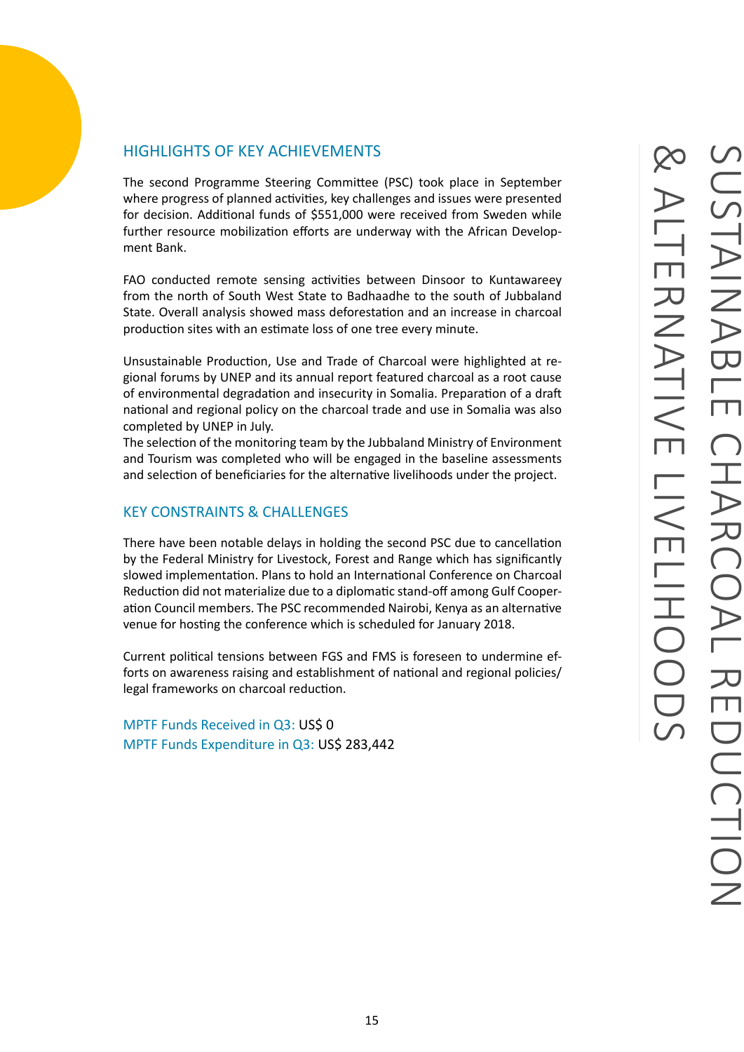# SUSTAINABLE CHARCOAL REDUCTION & ALTERNATIVE LIVELIHOODS

## HIGHLIGHTS OF KEY ACHIEVEMENTS

The second Programme Steering Committee (PSC) took place in September where progress of planned activities, key challenges and issues were presented for decision. Additional funds of $551,000 were received from Sweden while further resource mobilization efforts are underway with the African Development Bank.

FAO conducted remote sensing activities between Dinsoor to Kuntawareey from the north of South West State to Badhaadhe to the south of Jubbaland State. Overall analysis showed mass deforestation and an increase in charcoal production sites with an estimate loss of one tree every minute.

Unsustainable Production, Use and Trade of Charcoal were highlighted at regional forums by UNEP and its annual report featured charcoal as a root cause of environmental degradation and insecurity in Somalia. Preparation of a draft national and regional policy on the charcoal trade and use in Somalia was also completed by UNEP in July.
The selection of the monitoring team by the Jubbaland Ministry of Environment and Tourism was completed who will be engaged in the baseline assessments and selection of beneficiaries for the alternative livelihoods under the project.

## KEY CONSTRAINTS & CHALLENGES

There have been notable delays in holding the second PSC due to cancellation by the Federal Ministry for Livestock, Forest and Range which has significantly slowed implementation. Plans to hold an International Conference on Charcoal Reduction did not materialize due to a diplomatic stand-off among Gulf Cooperation Council members. The PSC recommended Nairobi, Kenya as an alternative venue for hosting the conference which is scheduled for January 2018.

Current political tensions between FGS and FMS is foreseen to undermine efforts on awareness raising and establishment of national and regional policies/legal frameworks on charcoal reduction.

MPTF Funds Received in Q3: US$ 0
MPTF Funds Expenditure in Q3: US$ 283,442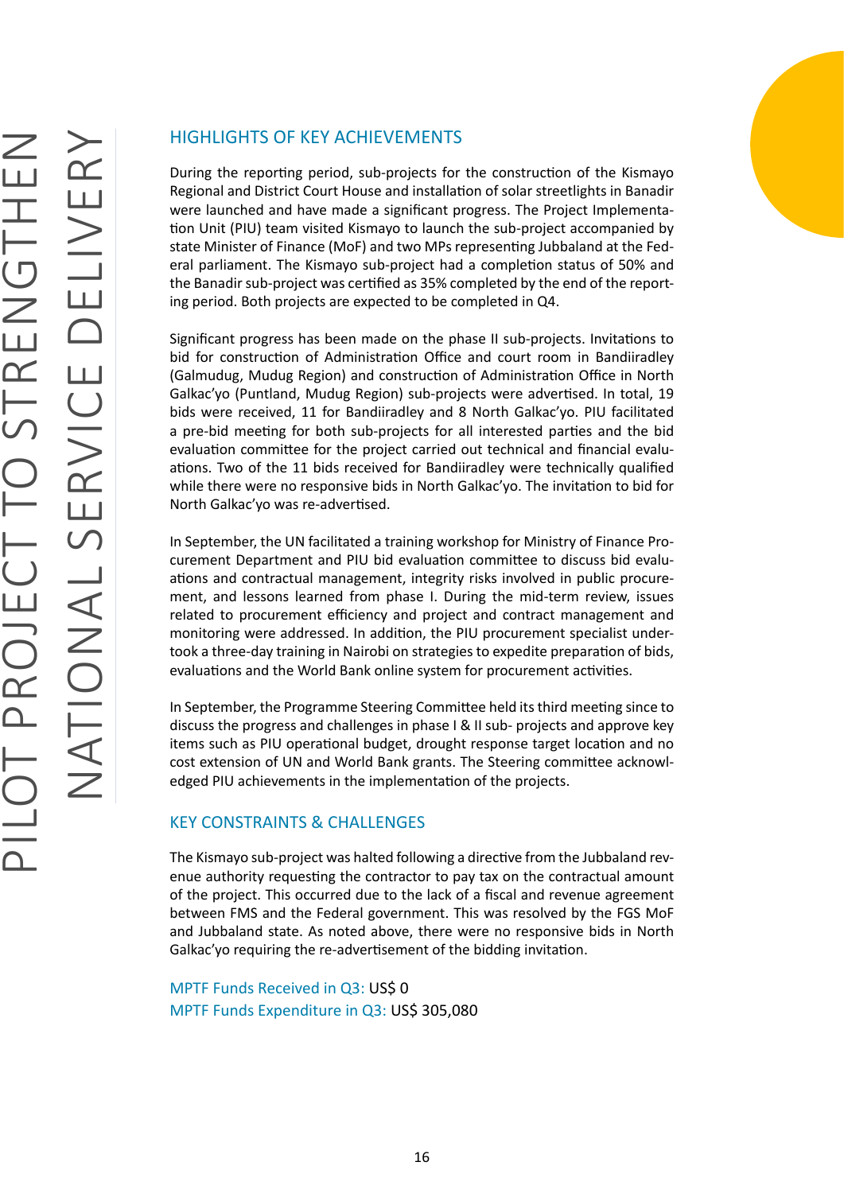# PILOT PROJECT TO STRENGTHEN NATIONAL SERVICE DELIVERY

## HIGHLIGHTS OF KEY ACHIEVEMENTS

During the reporting period, sub-projects for the construction of the Kismayo Regional and District Court House and installation of solar streetlights in Banadir were launched and have made a significant progress. The Project Implementation Unit (PIU) team visited Kismayo to launch the sub-project accompanied by state Minister of Finance (MoF) and two MPs representing Jubbaland at the Federal parliament. The Kismayo sub-project had a completion status of 50% and the Banadir sub-project was certified as 35% completed by the end of the reporting period. Both projects are expected to be completed in Q4.

Significant progress has been made on the phase II sub-projects. Invitations to bid for construction of Administration Office and court room in Bandiiradley (Galmudug, Mudug Region) and construction of Administration Office in North Galkac'yo (Puntland, Mudug Region) sub-projects were advertised. In total, 19 bids were received, 11 for Bandiiradley and 8 North Galkac'yo. PIU facilitated a pre-bid meeting for both sub-projects for all interested parties and the bid evaluation committee for the project carried out technical and financial evaluations. Two of the 11 bids received for Bandiiradley were technically qualified while there were no responsive bids in North Galkac'yo. The invitation to bid for North Galkac'yo was re-advertised.

In September, the UN facilitated a training workshop for Ministry of Finance Procurement Department and PIU bid evaluation committee to discuss bid evaluations and contractual management, integrity risks involved in public procurement, and lessons learned from phase I. During the mid-term review, issues related to procurement efficiency and project and contract management and monitoring were addressed. In addition, the PIU procurement specialist undertook a three-day training in Nairobi on strategies to expedite preparation of bids, evaluations and the World Bank online system for procurement activities.

In September, the Programme Steering Committee held its third meeting since to discuss the progress and challenges in phase I & II sub- projects and approve key items such as PIU operational budget, drought response target location and no cost extension of UN and World Bank grants. The Steering committee acknowledged PIU achievements in the implementation of the projects.

## KEY CONSTRAINTS & CHALLENGES

The Kismayo sub-project was halted following a directive from the Jubbaland revenue authority requesting the contractor to pay tax on the contractual amount of the project. This occurred due to the lack of a fiscal and revenue agreement between FMS and the Federal government. This was resolved by the FGS MoF and Jubbaland state. As noted above, there were no responsive bids in North Galkac'yo requiring the re-advertisement of the bidding invitation.

MPTF Funds Received in Q3: US$ 0
MPTF Funds Expenditure in Q3: US$ 305,080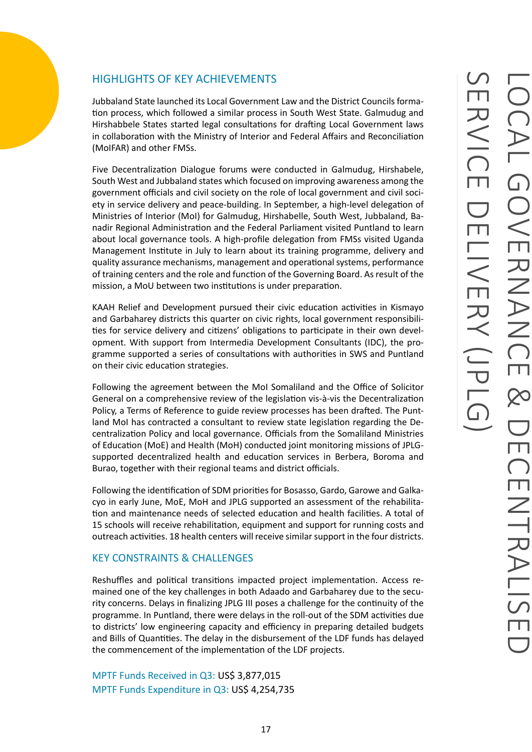# LOCAL GOVERNANCE & DECENTRALISED SERVICE DELIVERY (JPLG)

## HIGHLIGHTS OF KEY ACHIEVEMENTS

Jubbaland State launched its Local Government Law and the District Councils formation process, which followed a similar process in South West State. Galmudug and Hirshabbele States started legal consultations for drafting Local Government laws in collaboration with the Ministry of Interior and Federal Affairs and Reconciliation (MoIFAR) and other FMSs.

Five Decentralization Dialogue forums were conducted in Galmudug, Hirshabele, South West and Jubbaland states which focused on improving awareness among the government officials and civil society on the role of local government and civil society in service delivery and peace-building. In September, a high-level delegation of Ministries of Interior (MoI) for Galmudug, Hirshabelle, South West, Jubbaland, Banadir Regional Administration and the Federal Parliament visited Puntland to learn about local governance tools. A high-profile delegation from FMSs visited Uganda Management Institute in July to learn about its training programme, delivery and quality assurance mechanisms, management and operational systems, performance of training centers and the role and function of the Governing Board. As result of the mission, a MoU between two institutions is under preparation.

KAAH Relief and Development pursued their civic education activities in Kismayo and Garbaharey districts this quarter on civic rights, local government responsibilities for service delivery and citizens' obligations to participate in their own development. With support from Intermedia Development Consultants (IDC), the programme supported a series of consultations with authorities in SWS and Puntland on their civic education strategies.

Following the agreement between the MoI Somaliland and the Office of Solicitor General on a comprehensive review of the legislation vis-à-vis the Decentralization Policy, a Terms of Reference to guide review processes has been drafted. The Puntland MoI has contracted a consultant to review state legislation regarding the Decentralization Policy and local governance. Officials from the Somaliland Ministries of Education (MoE) and Health (MoH) conducted joint monitoring missions of JPLG-supported decentralized health and education services in Berbera, Boroma and Burao, together with their regional teams and district officials.

Following the identification of SDM priorities for Bosasso, Gardo, Garowe and Galkacyo in early June, MoE, MoH and JPLG supported an assessment of the rehabilitation and maintenance needs of selected education and health facilities. A total of 15 schools will receive rehabilitation, equipment and support for running costs and outreach activities. 18 health centers will receive similar support in the four districts.

## KEY CONSTRAINTS & CHALLENGES

Reshuffles and political transitions impacted project implementation. Access remained one of the key challenges in both Adaado and Garbaharey due to the security concerns. Delays in finalizing JPLG III poses a challenge for the continuity of the programme. In Puntland, there were delays in the roll-out of the SDM activities due to districts' low engineering capacity and efficiency in preparing detailed budgets and Bills of Quantities. The delay in the disbursement of the LDF funds has delayed the commencement of the implementation of the LDF projects.

MPTF Funds Received in Q3: US$ 3,877,015
MPTF Funds Expenditure in Q3: US$ 4,254,735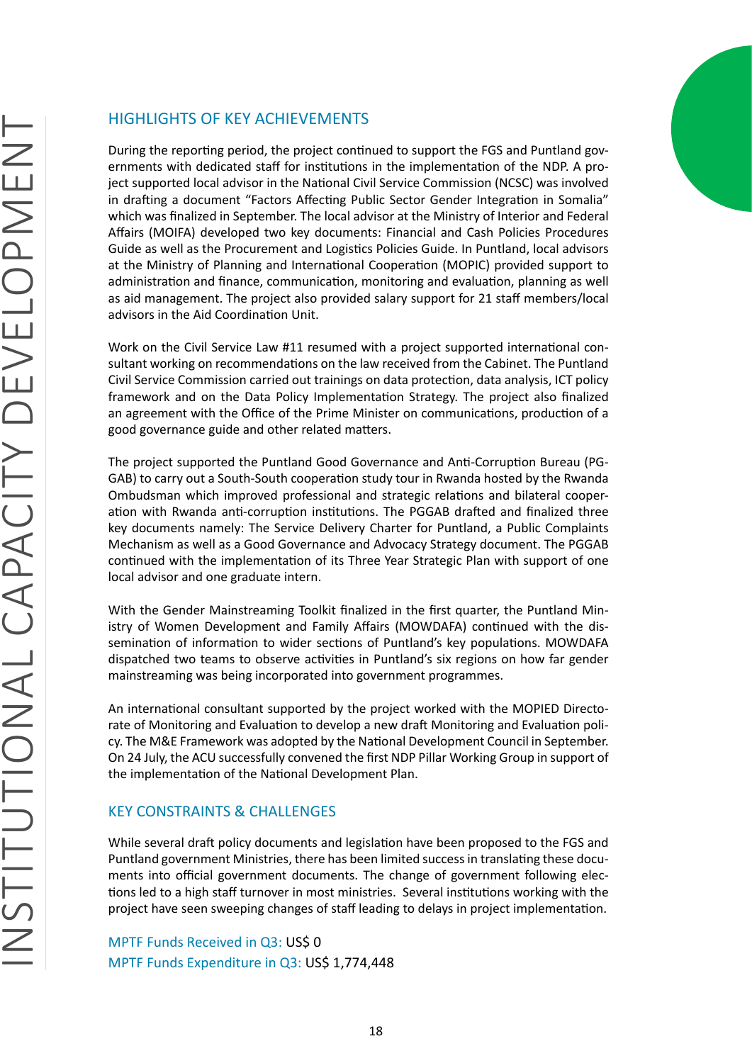## HIGHLIGHTS OF KEY ACHIEVEMENTS

During the reporting period, the project continued to support the FGS and Puntland governments with dedicated staff for institutions in the implementation of the NDP. A project supported local advisor in the National Civil Service Commission (NCSC) was involved in drafting a document "Factors Affecting Public Sector Gender Integration in Somalia" which was finalized in September. The local advisor at the Ministry of Interior and Federal Affairs (MOIFA) developed two key documents: Financial and Cash Policies Procedures Guide as well as the Procurement and Logistics Policies Guide. In Puntland, local advisors at the Ministry of Planning and International Cooperation (MOPIC) provided support to administration and finance, communication, monitoring and evaluation, planning as well as aid management. The project also provided salary support for 21 staff members/local advisors in the Aid Coordination Unit.

Work on the Civil Service Law #11 resumed with a project supported international consultant working on recommendations on the law received from the Cabinet. The Puntland Civil Service Commission carried out trainings on data protection, data analysis, ICT policy framework and on the Data Policy Implementation Strategy. The project also finalized an agreement with the Office of the Prime Minister on communications, production of a good governance guide and other related matters.

The project supported the Puntland Good Governance and Anti-Corruption Bureau (PGGAB) to carry out a South-South cooperation study tour in Rwanda hosted by the Rwanda Ombudsman which improved professional and strategic relations and bilateral cooperation with Rwanda anti-corruption institutions. The PGGAB drafted and finalized three key documents namely: The Service Delivery Charter for Puntland, a Public Complaints Mechanism as well as a Good Governance and Advocacy Strategy document. The PGGAB continued with the implementation of its Three Year Strategic Plan with support of one local advisor and one graduate intern.

With the Gender Mainstreaming Toolkit finalized in the first quarter, the Puntland Ministry of Women Development and Family Affairs (MOWDAFA) continued with the dissemination of information to wider sections of Puntland's key populations. MOWDAFA dispatched two teams to observe activities in Puntland's six regions on how far gender mainstreaming was being incorporated into government programmes.

An international consultant supported by the project worked with the MOPIED Directorate of Monitoring and Evaluation to develop a new draft Monitoring and Evaluation policy. The M&E Framework was adopted by the National Development Council in September. On 24 July, the ACU successfully convened the first NDP Pillar Working Group in support of the implementation of the National Development Plan.

## KEY CONSTRAINTS & CHALLENGES

While several draft policy documents and legislation have been proposed to the FGS and Puntland government Ministries, there has been limited success in translating these documents into official government documents. The change of government following elections led to a high staff turnover in most ministries. Several institutions working with the project have seen sweeping changes of staff leading to delays in project implementation.

MPTF Funds Received in Q3: US$ 0
MPTF Funds Expenditure in Q3: US$ 1,774,448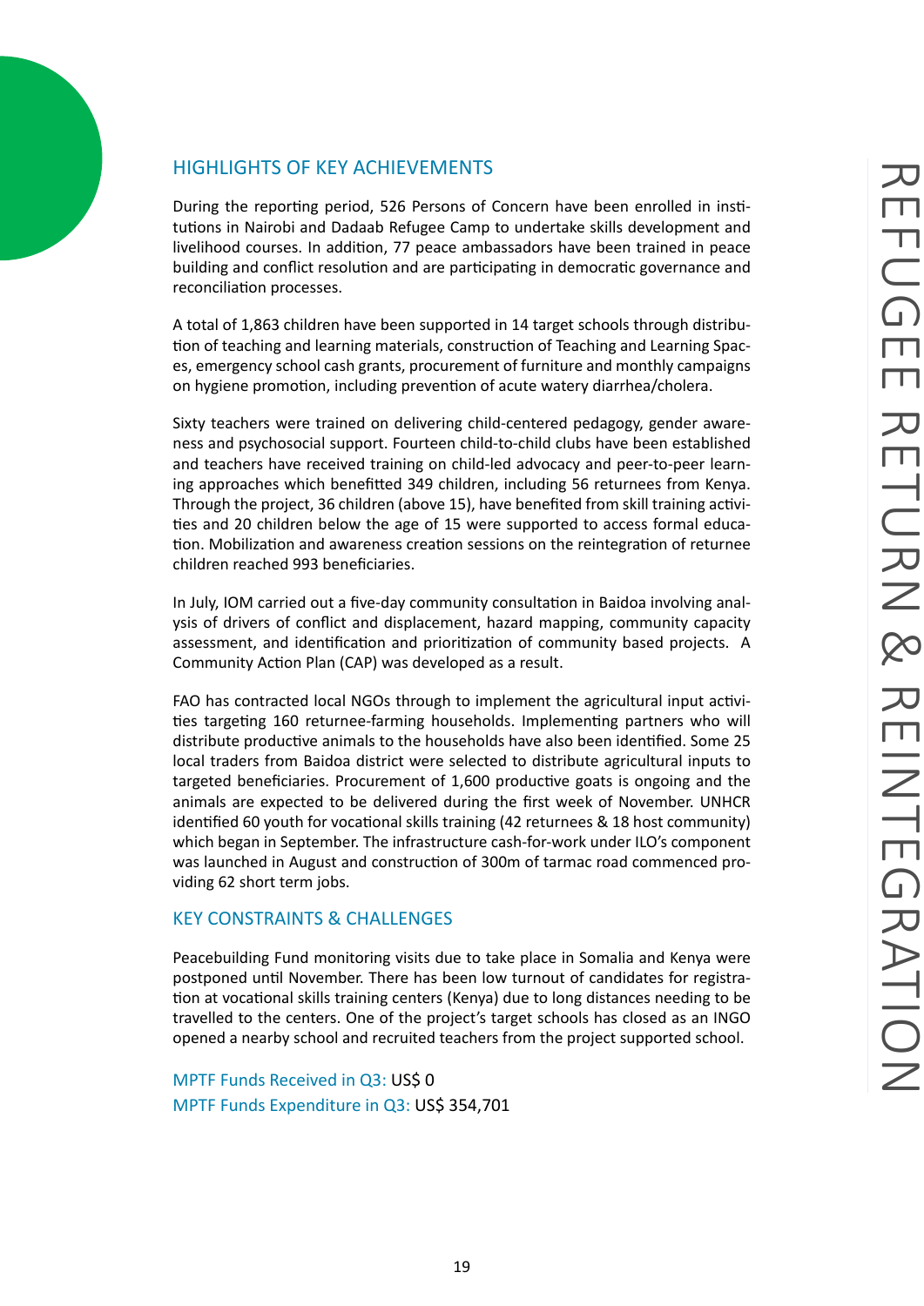# REFUGEE RETURN & REINTEGRATION

## HIGHLIGHTS OF KEY ACHIEVEMENTS

During the reporting period, 526 Persons of Concern have been enrolled in institutions in Nairobi and Dadaab Refugee Camp to undertake skills development and livelihood courses. In addition, 77 peace ambassadors have been trained in peace building and conflict resolution and are participating in democratic governance and reconciliation processes.

A total of 1,863 children have been supported in 14 target schools through distribution of teaching and learning materials, construction of Teaching and Learning Spaces, emergency school cash grants, procurement of furniture and monthly campaigns on hygiene promotion, including prevention of acute watery diarrhea/cholera.

Sixty teachers were trained on delivering child-centered pedagogy, gender awareness and psychosocial support. Fourteen child-to-child clubs have been established and teachers have received training on child-led advocacy and peer-to-peer learning approaches which benefitted 349 children, including 56 returnees from Kenya. Through the project, 36 children (above 15), have benefited from skill training activities and 20 children below the age of 15 were supported to access formal education. Mobilization and awareness creation sessions on the reintegration of returnee children reached 993 beneficiaries.

In July, IOM carried out a five-day community consultation in Baidoa involving analysis of drivers of conflict and displacement, hazard mapping, community capacity assessment, and identification and prioritization of community based projects. A Community Action Plan (CAP) was developed as a result.

FAO has contracted local NGOs through to implement the agricultural input activities targeting 160 returnee-farming households. Implementing partners who will distribute productive animals to the households have also been identified. Some 25 local traders from Baidoa district were selected to distribute agricultural inputs to targeted beneficiaries. Procurement of 1,600 productive goats is ongoing and the animals are expected to be delivered during the first week of November. UNHCR identified 60 youth for vocational skills training (42 returnees & 18 host community) which began in September. The infrastructure cash-for-work under ILO's component was launched in August and construction of 300m of tarmac road commenced providing 62 short term jobs.

## KEY CONSTRAINTS & CHALLENGES

Peacebuilding Fund monitoring visits due to take place in Somalia and Kenya were postponed until November. There has been low turnout of candidates for registration at vocational skills training centers (Kenya) due to long distances needing to be travelled to the centers. One of the project's target schools has closed as an INGO opened a nearby school and recruited teachers from the project supported school.

MPTF Funds Received in Q3: US$ 0
MPTF Funds Expenditure in Q3: US$ 354,701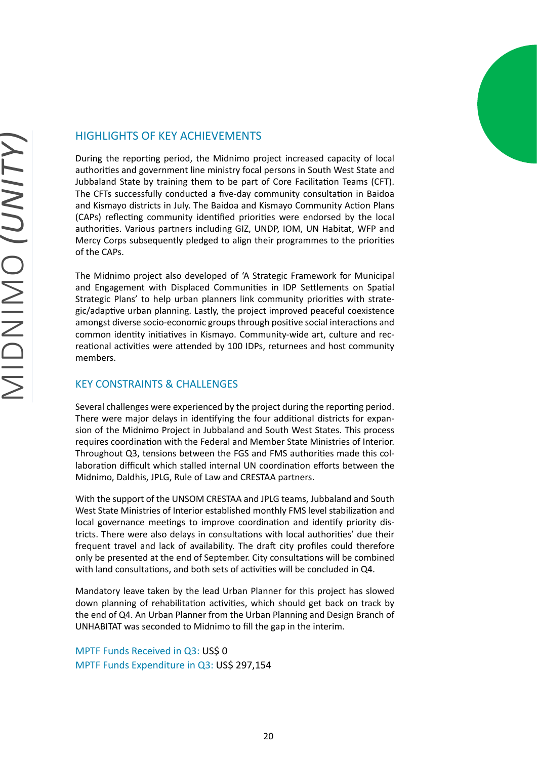# MIDNIMO *(UNITY)*

## HIGHLIGHTS OF KEY ACHIEVEMENTS

During the reporting period, the Midnimo project increased capacity of local authorities and government line ministry focal persons in South West State and Jubbaland State by training them to be part of Core Facilitation Teams (CFT). The CFTs successfully conducted a five-day community consultation in Baidoa and Kismayo districts in July. The Baidoa and Kismayo Community Action Plans (CAPs) reflecting community identified priorities were endorsed by the local authorities. Various partners including GIZ, UNDP, IOM, UN Habitat, WFP and Mercy Corps subsequently pledged to align their programmes to the priorities of the CAPs.

The Midnimo project also developed of 'A Strategic Framework for Municipal and Engagement with Displaced Communities in IDP Settlements on Spatial Strategic Plans' to help urban planners link community priorities with strategic/adaptive urban planning. Lastly, the project improved peaceful coexistence amongst diverse socio-economic groups through positive social interactions and common identity initiatives in Kismayo. Community-wide art, culture and recreational activities were attended by 100 IDPs, returnees and host community members.

## KEY CONSTRAINTS & CHALLENGES

Several challenges were experienced by the project during the reporting period. There were major delays in identifying the four additional districts for expansion of the Midnimo Project in Jubbaland and South West States. This process requires coordination with the Federal and Member State Ministries of Interior. Throughout Q3, tensions between the FGS and FMS authorities made this collaboration difficult which stalled internal UN coordination efforts between the Midnimo, Daldhis, JPLG, Rule of Law and CRESTAA partners.

With the support of the UNSOM CRESTAA and JPLG teams, Jubbaland and South West State Ministries of Interior established monthly FMS level stabilization and local governance meetings to improve coordination and identify priority districts. There were also delays in consultations with local authorities' due their frequent travel and lack of availability. The draft city profiles could therefore only be presented at the end of September. City consultations will be combined with land consultations, and both sets of activities will be concluded in Q4.

Mandatory leave taken by the lead Urban Planner for this project has slowed down planning of rehabilitation activities, which should get back on track by the end of Q4. An Urban Planner from the Urban Planning and Design Branch of UNHABITAT was seconded to Midnimo to fill the gap in the interim.

MPTF Funds Received in Q3: US$ 0
MPTF Funds Expenditure in Q3: US$ 297,154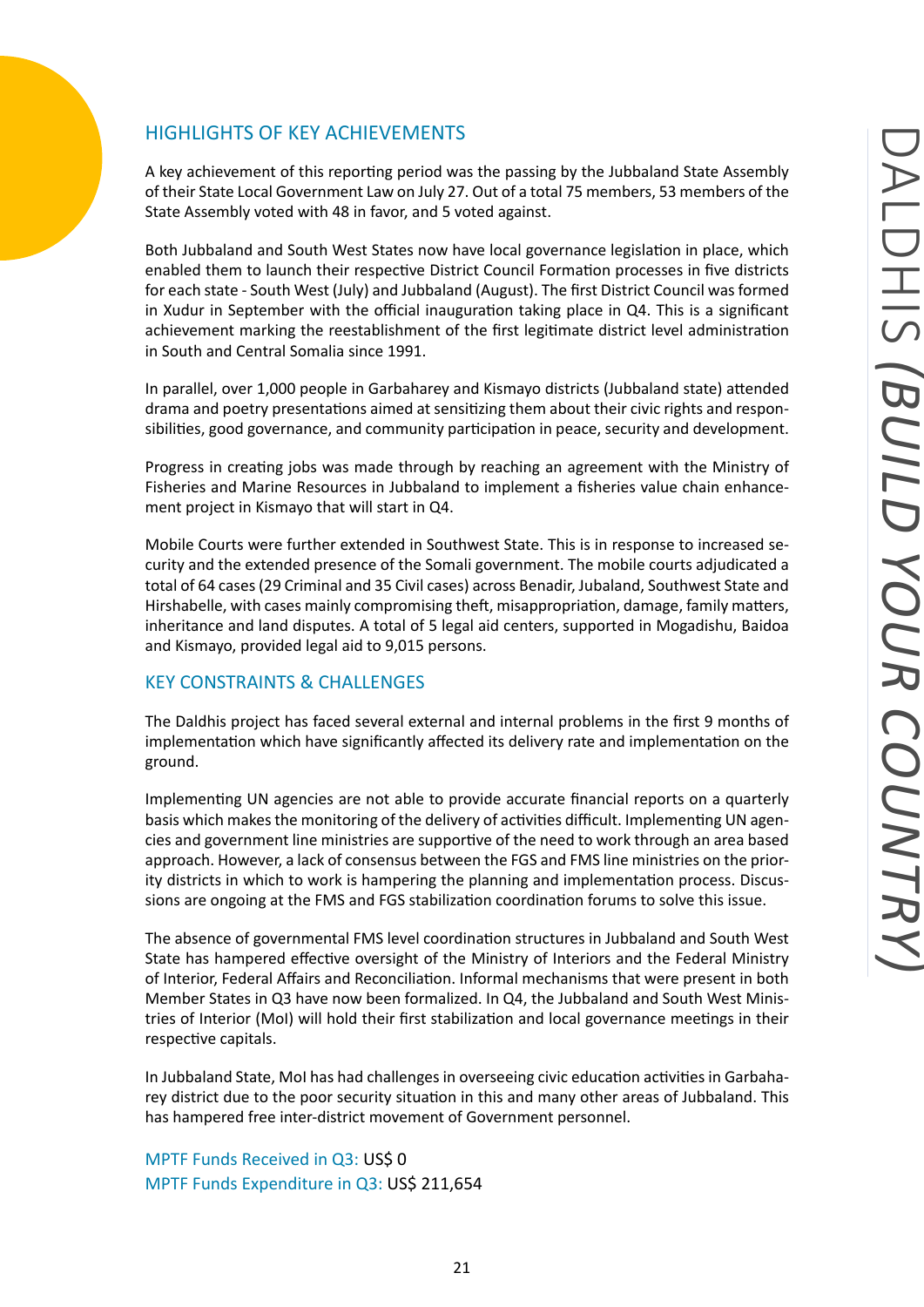# DALDHIS (BUILD YOUR COUNTRY)

## HIGHLIGHTS OF KEY ACHIEVEMENTS

A key achievement of this reporting period was the passing by the Jubbaland State Assembly of their State Local Government Law on July 27. Out of a total 75 members, 53 members of the State Assembly voted with 48 in favor, and 5 voted against.

Both Jubbaland and South West States now have local governance legislation in place, which enabled them to launch their respective District Council Formation processes in five districts for each state - South West (July) and Jubbaland (August). The first District Council was formed in Xudur in September with the official inauguration taking place in Q4. This is a significant achievement marking the reestablishment of the first legitimate district level administration in South and Central Somalia since 1991.

In parallel, over 1,000 people in Garbaharey and Kismayo districts (Jubbaland state) attended drama and poetry presentations aimed at sensitizing them about their civic rights and responsibilities, good governance, and community participation in peace, security and development.

Progress in creating jobs was made through by reaching an agreement with the Ministry of Fisheries and Marine Resources in Jubbaland to implement a fisheries value chain enhancement project in Kismayo that will start in Q4.

Mobile Courts were further extended in Southwest State. This is in response to increased security and the extended presence of the Somali government. The mobile courts adjudicated a total of 64 cases (29 Criminal and 35 Civil cases) across Benadir, Jubaland, Southwest State and Hirshabelle, with cases mainly compromising theft, misappropriation, damage, family matters, inheritance and land disputes. A total of 5 legal aid centers, supported in Mogadishu, Baidoa and Kismayo, provided legal aid to 9,015 persons.

## KEY CONSTRAINTS & CHALLENGES

The Daldhis project has faced several external and internal problems in the first 9 months of implementation which have significantly affected its delivery rate and implementation on the ground.

Implementing UN agencies are not able to provide accurate financial reports on a quarterly basis which makes the monitoring of the delivery of activities difficult. Implementing UN agencies and government line ministries are supportive of the need to work through an area based approach. However, a lack of consensus between the FGS and FMS line ministries on the priority districts in which to work is hampering the planning and implementation process. Discussions are ongoing at the FMS and FGS stabilization coordination forums to solve this issue.

The absence of governmental FMS level coordination structures in Jubbaland and South West State has hampered effective oversight of the Ministry of Interiors and the Federal Ministry of Interior, Federal Affairs and Reconciliation. Informal mechanisms that were present in both Member States in Q3 have now been formalized. In Q4, the Jubbaland and South West Ministries of Interior (MoI) will hold their first stabilization and local governance meetings in their respective capitals.

In Jubbaland State, MoI has had challenges in overseeing civic education activities in Garbaharey district due to the poor security situation in this and many other areas of Jubbaland. This has hampered free inter-district movement of Government personnel.

MPTF Funds Received in Q3: US$ 0
MPTF Funds Expenditure in Q3: US$ 211,654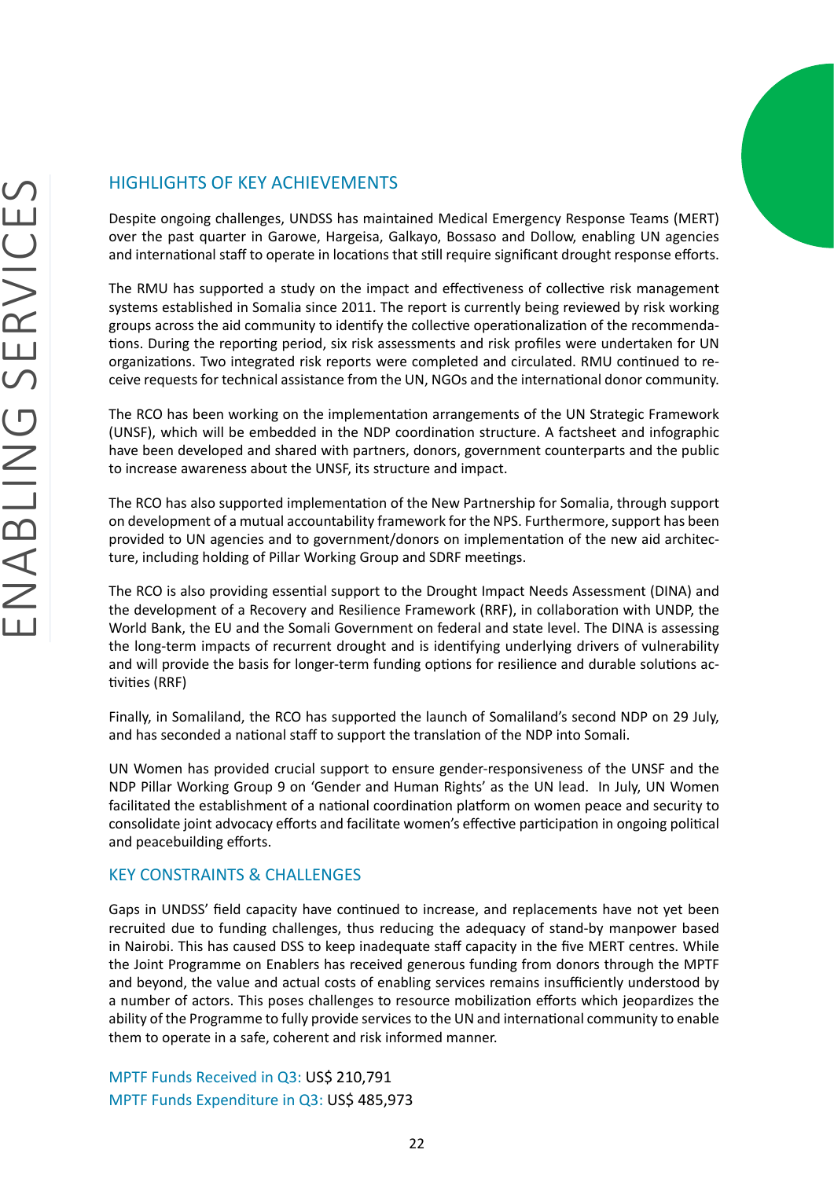# ENABLING SERVICES

## HIGHLIGHTS OF KEY ACHIEVEMENTS

Despite ongoing challenges, UNDSS has maintained Medical Emergency Response Teams (MERT) over the past quarter in Garowe, Hargeisa, Galkayo, Bossaso and Dollow, enabling UN agencies and international staff to operate in locations that still require significant drought response efforts.

The RMU has supported a study on the impact and effectiveness of collective risk management systems established in Somalia since 2011. The report is currently being reviewed by risk working groups across the aid community to identify the collective operationalization of the recommendations. During the reporting period, six risk assessments and risk profiles were undertaken for UN organizations. Two integrated risk reports were completed and circulated. RMU continued to receive requests for technical assistance from the UN, NGOs and the international donor community.

The RCO has been working on the implementation arrangements of the UN Strategic Framework (UNSF), which will be embedded in the NDP coordination structure. A factsheet and infographic have been developed and shared with partners, donors, government counterparts and the public to increase awareness about the UNSF, its structure and impact.

The RCO has also supported implementation of the New Partnership for Somalia, through support on development of a mutual accountability framework for the NPS. Furthermore, support has been provided to UN agencies and to government/donors on implementation of the new aid architecture, including holding of Pillar Working Group and SDRF meetings.

The RCO is also providing essential support to the Drought Impact Needs Assessment (DINA) and the development of a Recovery and Resilience Framework (RRF), in collaboration with UNDP, the World Bank, the EU and the Somali Government on federal and state level. The DINA is assessing the long-term impacts of recurrent drought and is identifying underlying drivers of vulnerability and will provide the basis for longer-term funding options for resilience and durable solutions activities (RRF)

Finally, in Somaliland, the RCO has supported the launch of Somaliland's second NDP on 29 July, and has seconded a national staff to support the translation of the NDP into Somali.

UN Women has provided crucial support to ensure gender-responsiveness of the UNSF and the NDP Pillar Working Group 9 on 'Gender and Human Rights' as the UN lead. In July, UN Women facilitated the establishment of a national coordination platform on women peace and security to consolidate joint advocacy efforts and facilitate women's effective participation in ongoing political and peacebuilding efforts.

## KEY CONSTRAINTS & CHALLENGES

Gaps in UNDSS' field capacity have continued to increase, and replacements have not yet been recruited due to funding challenges, thus reducing the adequacy of stand-by manpower based in Nairobi. This has caused DSS to keep inadequate staff capacity in the five MERT centres. While the Joint Programme on Enablers has received generous funding from donors through the MPTF and beyond, the value and actual costs of enabling services remains insufficiently understood by a number of actors. This poses challenges to resource mobilization efforts which jeopardizes the ability of the Programme to fully provide services to the UN and international community to enable them to operate in a safe, coherent and risk informed manner.

MPTF Funds Received in Q3: US$ 210,791
MPTF Funds Expenditure in Q3: US$ 485,973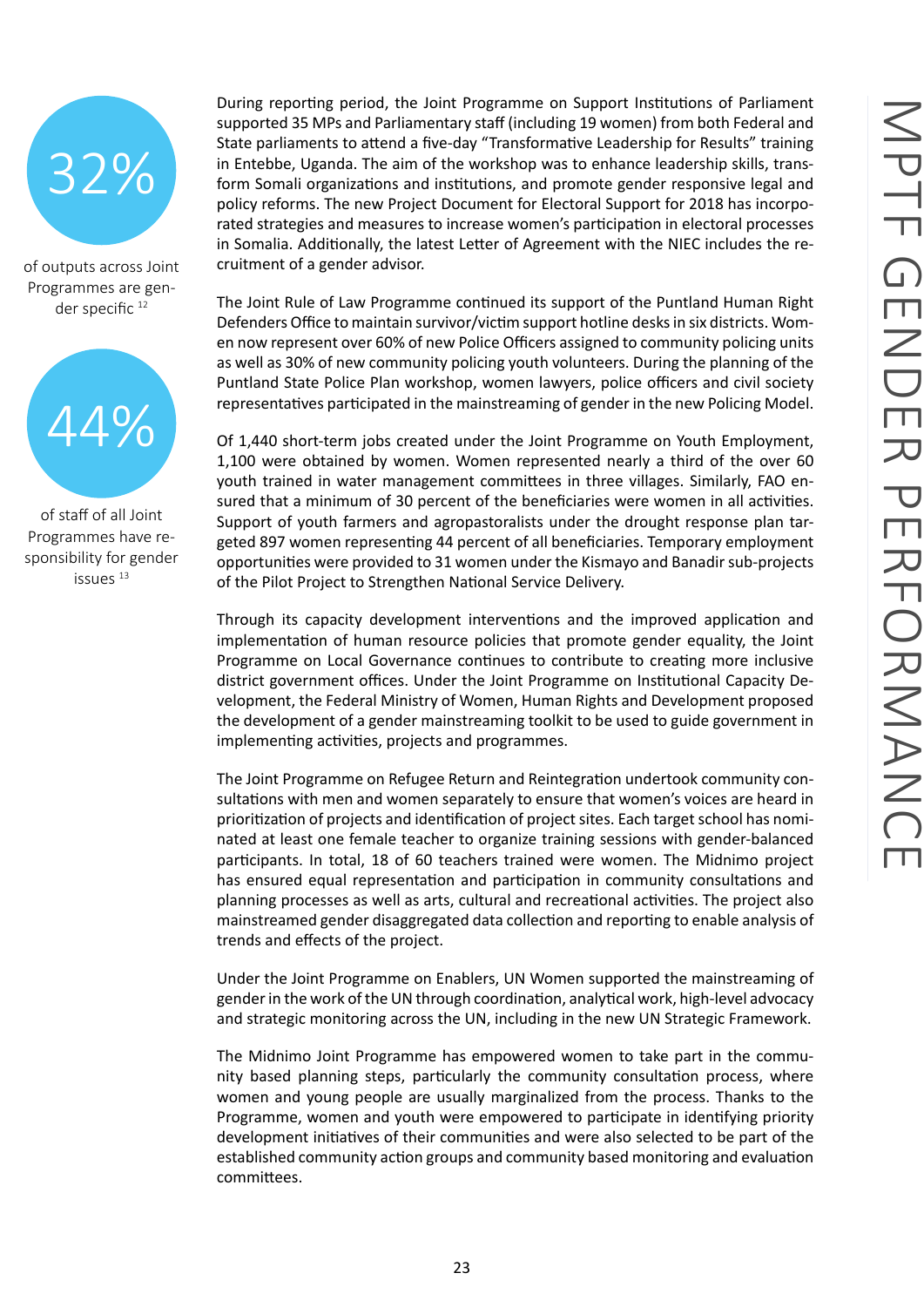**32%**

of outputs across Joint Programmes are gender specific [12]

**44%**

of staff of all Joint Programmes have responsibility for gender issues [13]

During reporting period, the Joint Programme on Support Institutions of Parliament supported 35 MPs and Parliamentary staff (including 19 women) from both Federal and State parliaments to attend a five-day "Transformative Leadership for Results" training in Entebbe, Uganda. The aim of the workshop was to enhance leadership skills, transform Somali organizations and institutions, and promote gender responsive legal and policy reforms. The new Project Document for Electoral Support for 2018 has incorporated strategies and measures to increase women's participation in electoral processes in Somalia. Additionally, the latest Letter of Agreement with the NIEC includes the recruitment of a gender advisor.

The Joint Rule of Law Programme continued its support of the Puntland Human Right Defenders Office to maintain survivor/victim support hotline desks in six districts. Women now represent over 60% of new Police Officers assigned to community policing units as well as 30% of new community policing youth volunteers. During the planning of the Puntland State Police Plan workshop, women lawyers, police officers and civil society representatives participated in the mainstreaming of gender in the new Policing Model.

Of 1,440 short-term jobs created under the Joint Programme on Youth Employment, 1,100 were obtained by women. Women represented nearly a third of the over 60 youth trained in water management committees in three villages. Similarly, FAO ensured that a minimum of 30 percent of the beneficiaries were women in all activities. Support of youth farmers and agropastoralists under the drought response plan targeted 897 women representing 44 percent of all beneficiaries. Temporary employment opportunities were provided to 31 women under the Kismayo and Banadir sub-projects of the Pilot Project to Strengthen National Service Delivery.

Through its capacity development interventions and the improved application and implementation of human resource policies that promote gender equality, the Joint Programme on Local Governance continues to contribute to creating more inclusive district government offices. Under the Joint Programme on Institutional Capacity Development, the Federal Ministry of Women, Human Rights and Development proposed the development of a gender mainstreaming toolkit to be used to guide government in implementing activities, projects and programmes.

The Joint Programme on Refugee Return and Reintegration undertook community consultations with men and women separately to ensure that women's voices are heard in prioritization of projects and identification of project sites. Each target school has nominated at least one female teacher to organize training sessions with gender-balanced participants. In total, 18 of 60 teachers trained were women. The Midnimo project has ensured equal representation and participation in community consultations and planning processes as well as arts, cultural and recreational activities. The project also mainstreamed gender disaggregated data collection and reporting to enable analysis of trends and effects of the project.

Under the Joint Programme on Enablers, UN Women supported the mainstreaming of gender in the work of the UN through coordination, analytical work, high-level advocacy and strategic monitoring across the UN, including in the new UN Strategic Framework.

The Midnimo Joint Programme has empowered women to take part in the community based planning steps, particularly the community consultation process, where women and young people are usually marginalized from the process. Thanks to the Programme, women and youth were empowered to participate in identifying priority development initiatives of their communities and were also selected to be part of the established community action groups and community based monitoring and evaluation committees.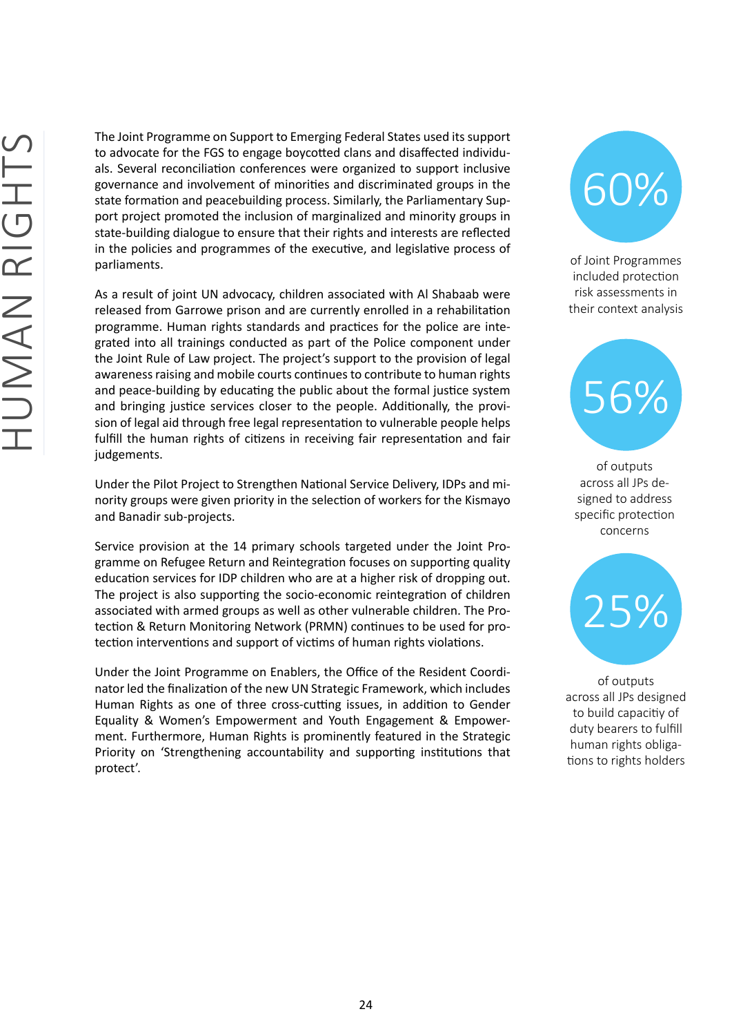# HUMAN RIGHTS

The Joint Programme on Support to Emerging Federal States used its support to advocate for the FGS to engage boycotted clans and disaffected individuals. Several reconciliation conferences were organized to support inclusive governance and involvement of minorities and discriminated groups in the state formation and peacebuilding process. Similarly, the Parliamentary Support project promoted the inclusion of marginalized and minority groups in state-building dialogue to ensure that their rights and interests are reflected in the policies and programmes of the executive, and legislative process of parliaments.

As a result of joint UN advocacy, children associated with Al Shabaab were released from Garrowe prison and are currently enrolled in a rehabilitation programme. Human rights standards and practices for the police are integrated into all trainings conducted as part of the Police component under the Joint Rule of Law project. The project's support to the provision of legal awareness raising and mobile courts continues to contribute to human rights and peace-building by educating the public about the formal justice system and bringing justice services closer to the people. Additionally, the provision of legal aid through free legal representation to vulnerable people helps fulfill the human rights of citizens in receiving fair representation and fair judgements.

Under the Pilot Project to Strengthen National Service Delivery, IDPs and minority groups were given priority in the selection of workers for the Kismayo and Banadir sub-projects.

Service provision at the 14 primary schools targeted under the Joint Programme on Refugee Return and Reintegration focuses on supporting quality education services for IDP children who are at a higher risk of dropping out. The project is also supporting the socio-economic reintegration of children associated with armed groups as well as other vulnerable children. The Protection & Return Monitoring Network (PRMN) continues to be used for protection interventions and support of victims of human rights violations.

Under the Joint Programme on Enablers, the Office of the Resident Coordinator led the finalization of the new UN Strategic Framework, which includes Human Rights as one of three cross-cutting issues, in addition to Gender Equality & Women's Empowerment and Youth Engagement & Empowerment. Furthermore, Human Rights is prominently featured in the Strategic Priority on 'Strengthening accountability and supporting institutions that protect'.

**60%**

of Joint Programmes included protection risk assessments in their context analysis

**56%**

of outputs across all JPs designed to address specific protection concerns

**25%**

of outputs across all JPs designed to build capacitiy of duty bearers to fulfill human rights obligations to rights holders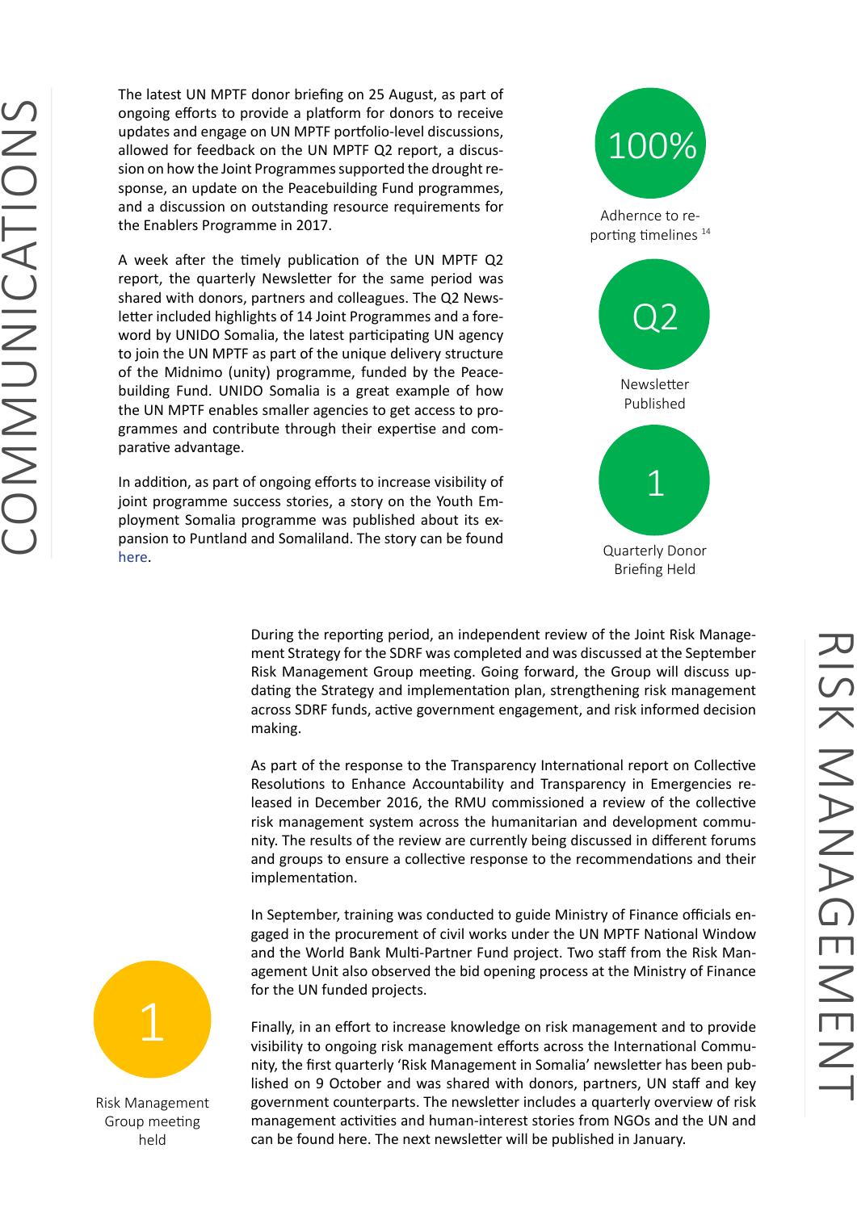# COMMUNICATIONS

The latest UN MPTF donor briefing on 25 August, as part of ongoing efforts to provide a platform for donors to receive updates and engage on UN MPTF portfolio-level discussions, allowed for feedback on the UN MPTF Q2 report, a discussion on how the Joint Programmes supported the drought response, an update on the Peacebuilding Fund programmes, and a discussion on outstanding resource requirements for the Enablers Programme in 2017.

A week after the timely publication of the UN MPTF Q2 report, the quarterly Newsletter for the same period was shared with donors, partners and colleagues. The Q2 Newsletter included highlights of 14 Joint Programmes and a foreword by UNIDO Somalia, the latest participating UN agency to join the UN MPTF as part of the unique delivery structure of the Midnimo (unity) programme, funded by the Peacebuilding Fund. UNIDO Somalia is a great example of how the UN MPTF enables smaller agencies to get access to programmes and contribute through their expertise and comparative advantage.

In addition, as part of ongoing efforts to increase visibility of joint programme success stories, a story on the Youth Employment Somalia programme was published about its expansion to Puntland and Somaliland. The story can be found here.

**100%**
Adhernce to reporting timelines [14]

**Q2**
Newsletter Published

**1**
Quarterly Donor Briefing Held

# RISK MANAGEMENT

During the reporting period, an independent review of the Joint Risk Management Strategy for the SDRF was completed and was discussed at the September Risk Management Group meeting. Going forward, the Group will discuss updating the Strategy and implementation plan, strengthening risk management across SDRF funds, active government engagement, and risk informed decision making.

As part of the response to the Transparency International report on Collective Resolutions to Enhance Accountability and Transparency in Emergencies released in December 2016, the RMU commissioned a review of the collective risk management system across the humanitarian and development community. The results of the review are currently being discussed in different forums and groups to ensure a collective response to the recommendations and their implementation.

In September, training was conducted to guide Ministry of Finance officials engaged in the procurement of civil works under the UN MPTF National Window and the World Bank Multi-Partner Fund project. Two staff from the Risk Management Unit also observed the bid opening process at the Ministry of Finance for the UN funded projects.

Finally, in an effort to increase knowledge on risk management and to provide visibility to ongoing risk management efforts across the International Community, the first quarterly 'Risk Management in Somalia' newsletter has been published on 9 October and was shared with donors, partners, UN staff and key government counterparts. The newsletter includes a quarterly overview of risk management activities and human-interest stories from NGOs and the UN and can be found here. The next newsletter will be published in January.

**1**
Risk Management Group meeting held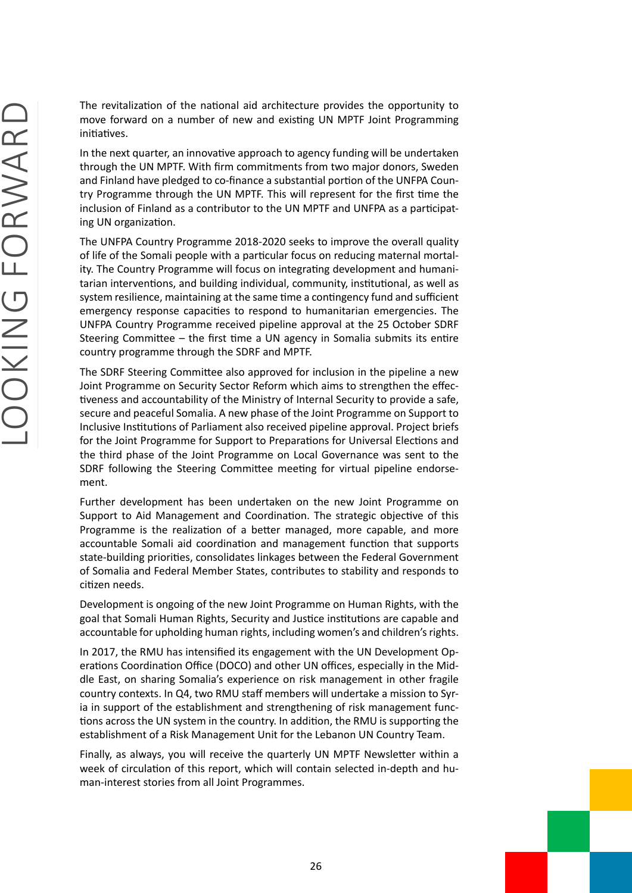# LOOKING FORWARD

The revitalization of the national aid architecture provides the opportunity to move forward on a number of new and existing UN MPTF Joint Programming initiatives.

In the next quarter, an innovative approach to agency funding will be undertaken through the UN MPTF. With firm commitments from two major donors, Sweden and Finland have pledged to co-finance a substantial portion of the UNFPA Country Programme through the UN MPTF. This will represent for the first time the inclusion of Finland as a contributor to the UN MPTF and UNFPA as a participating UN organization.

The UNFPA Country Programme 2018-2020 seeks to improve the overall quality of life of the Somali people with a particular focus on reducing maternal mortality. The Country Programme will focus on integrating development and humanitarian interventions, and building individual, community, institutional, as well as system resilience, maintaining at the same time a contingency fund and sufficient emergency response capacities to respond to humanitarian emergencies. The UNFPA Country Programme received pipeline approval at the 25 October SDRF Steering Committee – the first time a UN agency in Somalia submits its entire country programme through the SDRF and MPTF.

The SDRF Steering Committee also approved for inclusion in the pipeline a new Joint Programme on Security Sector Reform which aims to strengthen the effectiveness and accountability of the Ministry of Internal Security to provide a safe, secure and peaceful Somalia. A new phase of the Joint Programme on Support to Inclusive Institutions of Parliament also received pipeline approval. Project briefs for the Joint Programme for Support to Preparations for Universal Elections and the third phase of the Joint Programme on Local Governance was sent to the SDRF following the Steering Committee meeting for virtual pipeline endorsement.

Further development has been undertaken on the new Joint Programme on Support to Aid Management and Coordination. The strategic objective of this Programme is the realization of a better managed, more capable, and more accountable Somali aid coordination and management function that supports state-building priorities, consolidates linkages between the Federal Government of Somalia and Federal Member States, contributes to stability and responds to citizen needs.

Development is ongoing of the new Joint Programme on Human Rights, with the goal that Somali Human Rights, Security and Justice institutions are capable and accountable for upholding human rights, including women's and children's rights.

In 2017, the RMU has intensified its engagement with the UN Development Operations Coordination Office (DOCO) and other UN offices, especially in the Middle East, on sharing Somalia's experience on risk management in other fragile country contexts. In Q4, two RMU staff members will undertake a mission to Syria in support of the establishment and strengthening of risk management functions across the UN system in the country. In addition, the RMU is supporting the establishment of a Risk Management Unit for the Lebanon UN Country Team.

Finally, as always, you will receive the quarterly UN MPTF Newsletter within a week of circulation of this report, which will contain selected in-depth and human-interest stories from all Joint Programmes.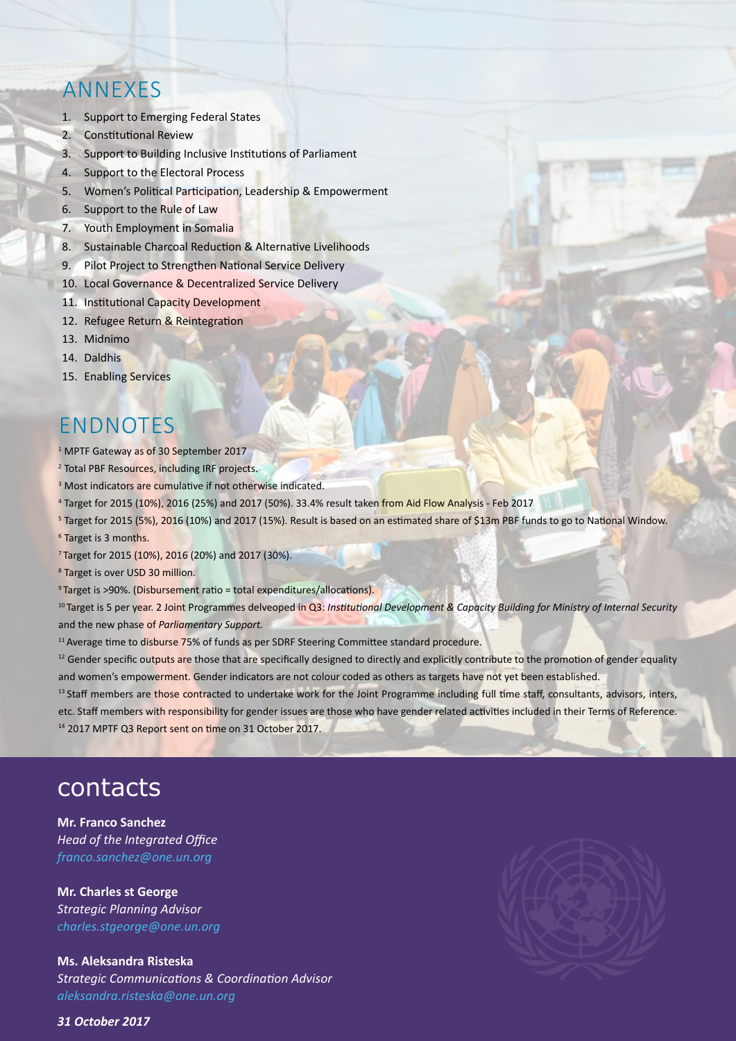# ANNEXES

1. Support to Emerging Federal States
2. Constitutional Review
3. Support to Building Inclusive Institutions of Parliament
4. Support to the Electoral Process
5. Women's Political Participation, Leadership & Empowerment
6. Support to the Rule of Law
7. Youth Employment in Somalia
8. Sustainable Charcoal Reduction & Alternative Livelihoods
9. Pilot Project to Strengthen National Service Delivery
10. Local Governance & Decentralized Service Delivery
11. Institutional Capacity Development
12. Refugee Return & Reintegration
13. Midnimo
14. Daldhis
15. Enabling Services

# ENDNOTES

[1] MPTF Gateway as of 30 September 2017

[2] Total PBF Resources, including IRF projects.

[3] Most indicators are cumulative if not otherwise indicated.

[4] Target for 2015 (10%), 2016 (25%) and 2017 (50%). 33.4% result taken from Aid Flow Analysis - Feb 2017

[5] Target for 2015 (5%), 2016 (10%) and 2017 (15%). Result is based on an estimated share of $13m PBF funds to go to National Window.

[6] Target is 3 months.

[7] Target for 2015 (10%), 2016 (20%) and 2017 (30%).

[8] Target is over USD 30 million.

[9] Target is >90%. (Disbursement ratio = total expenditures/allocations).

[10] Target is 5 per year. 2 Joint Programmes delveoped in Q3: *Institutional Development & Capacity Building for Ministry of Internal Security* and the new phase of *Parliamentary Support.*

[11] Average time to disburse 75% of funds as per SDRF Steering Committee standard procedure.

[12] Gender specific outputs are those that are specifically designed to directly and explicitly contribute to the promotion of gender equality and women's empowerment. Gender indicators are not colour coded as others as targets have not yet been established.

[13] Staff members are those contracted to undertake work for the Joint Programme including full time staff, consultants, advisors, inters, etc. Staff members with responsibility for gender issues are those who have gender related activities included in their Terms of Reference.

[14] 2017 MPTF Q3 Report sent on time on 31 October 2017.

# contacts

**Mr. Franco Sanchez**
*Head of the Integrated Office*
*franco.sanchez@one.un.org*

**Mr. Charles st George**
*Strategic Planning Advisor*
*charles.stgeorge@one.un.org*

**Ms. Aleksandra Risteska**
*Strategic Communications & Coordination Advisor*
*aleksandra.risteska@one.un.org*

***31 October 2017***